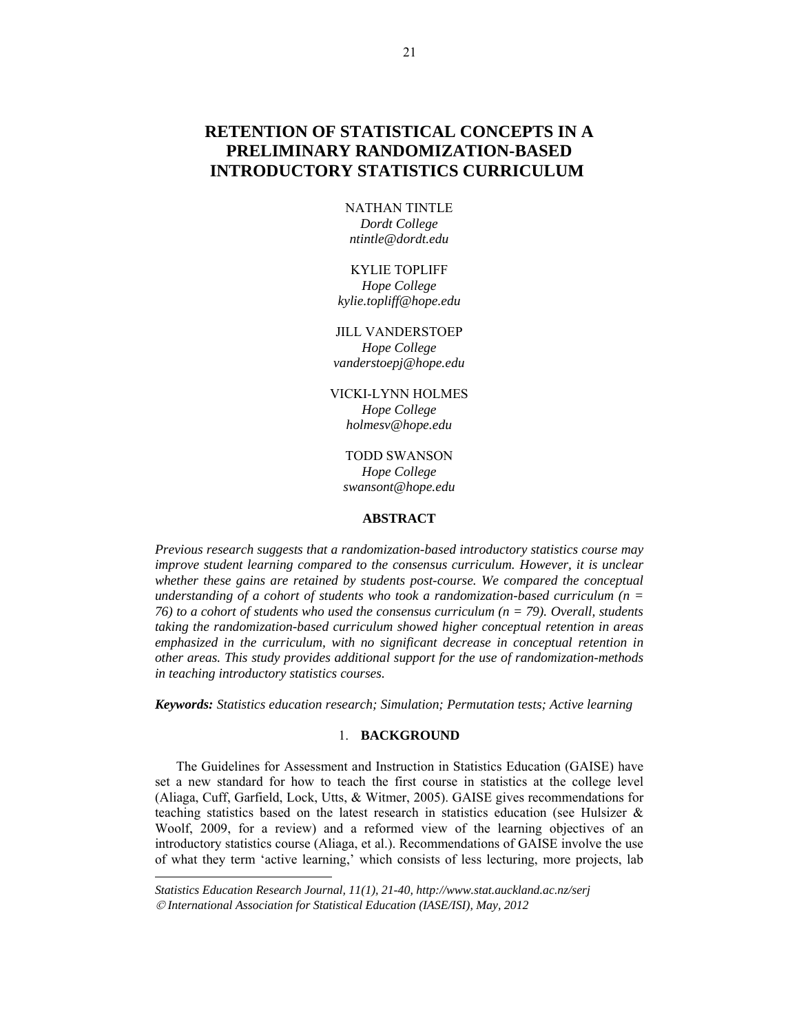# RETENTION OF STATISTICAL CONCEPTS IN A PRELIMINARY RANDOMIZATION-BASED INTRODUCTORY STATISTICS CURRICULUM

NATHAN TINTLE
*Dordt College*
*ntintle@dordt.edu*

KYLIE TOPLIFF
*Hope College*
*kylie.topliff@hope.edu*

JILL VANDERSTOEP
*Hope College*
*vanderstoepj@hope.edu*

VICKI-LYNN HOLMES
*Hope College*
*holmesv@hope.edu*

TODD SWANSON
*Hope College*
*swansont@hope.edu*

## ABSTRACT

*Previous research suggests that a randomization-based introductory statistics course may improve student learning compared to the consensus curriculum. However, it is unclear whether these gains are retained by students post-course. We compared the conceptual understanding of a cohort of students who took a randomization-based curriculum (n = 76) to a cohort of students who used the consensus curriculum (n = 79). Overall, students taking the randomization-based curriculum showed higher conceptual retention in areas emphasized in the curriculum, with no significant decrease in conceptual retention in other areas. This study provides additional support for the use of randomization-methods in teaching introductory statistics courses.*

***Keywords:*** *Statistics education research; Simulation; Permutation tests; Active learning*

## 1. BACKGROUND

The Guidelines for Assessment and Instruction in Statistics Education (GAISE) have set a new standard for how to teach the first course in statistics at the college level (Aliaga, Cuff, Garfield, Lock, Utts, & Witmer, 2005). GAISE gives recommendations for teaching statistics based on the latest research in statistics education (see Hulsizer & Woolf, 2009, for a review) and a reformed view of the learning objectives of an introductory statistics course (Aliaga, et al.). Recommendations of GAISE involve the use of what they term 'active learning,' which consists of less lecturing, more projects, lab

*Statistics Education Research Journal, 11(1), 21-40, http://www.stat.auckland.ac.nz/serj*
*© International Association for Statistical Education (IASE/ISI), May, 2012*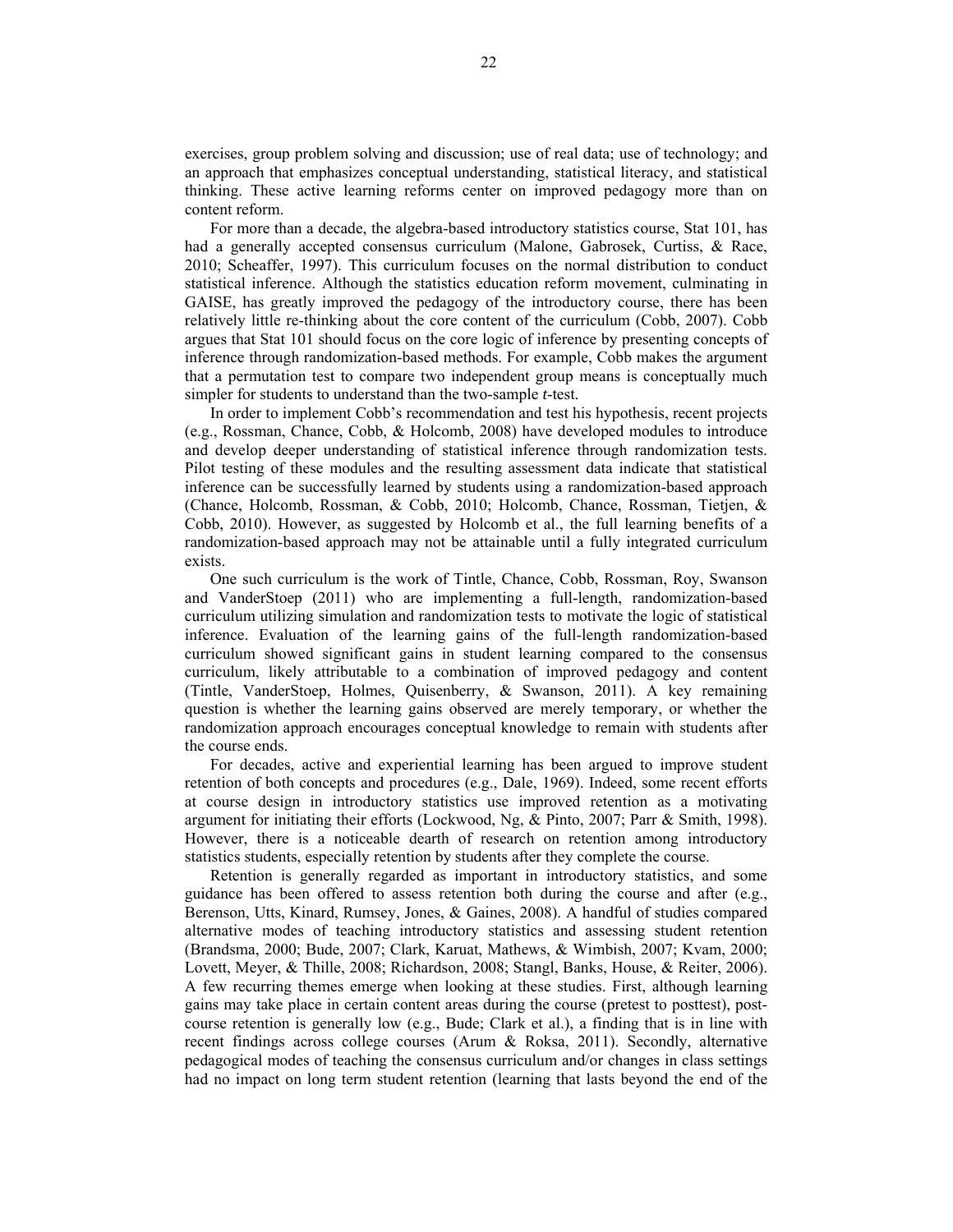exercises, group problem solving and discussion; use of real data; use of technology; and an approach that emphasizes conceptual understanding, statistical literacy, and statistical thinking. These active learning reforms center on improved pedagogy more than on content reform.

For more than a decade, the algebra-based introductory statistics course, Stat 101, has had a generally accepted consensus curriculum (Malone, Gabrosek, Curtiss, & Race, 2010; Scheaffer, 1997). This curriculum focuses on the normal distribution to conduct statistical inference. Although the statistics education reform movement, culminating in GAISE, has greatly improved the pedagogy of the introductory course, there has been relatively little re-thinking about the core content of the curriculum (Cobb, 2007). Cobb argues that Stat 101 should focus on the core logic of inference by presenting concepts of inference through randomization-based methods. For example, Cobb makes the argument that a permutation test to compare two independent group means is conceptually much simpler for students to understand than the two-sample *t*-test.

In order to implement Cobb's recommendation and test his hypothesis, recent projects (e.g., Rossman, Chance, Cobb, & Holcomb, 2008) have developed modules to introduce and develop deeper understanding of statistical inference through randomization tests. Pilot testing of these modules and the resulting assessment data indicate that statistical inference can be successfully learned by students using a randomization-based approach (Chance, Holcomb, Rossman, & Cobb, 2010; Holcomb, Chance, Rossman, Tietjen, & Cobb, 2010). However, as suggested by Holcomb et al., the full learning benefits of a randomization-based approach may not be attainable until a fully integrated curriculum exists.

One such curriculum is the work of Tintle, Chance, Cobb, Rossman, Roy, Swanson and VanderStoep (2011) who are implementing a full-length, randomization-based curriculum utilizing simulation and randomization tests to motivate the logic of statistical inference. Evaluation of the learning gains of the full-length randomization-based curriculum showed significant gains in student learning compared to the consensus curriculum, likely attributable to a combination of improved pedagogy and content (Tintle, VanderStoep, Holmes, Quisenberry, & Swanson, 2011). A key remaining question is whether the learning gains observed are merely temporary, or whether the randomization approach encourages conceptual knowledge to remain with students after the course ends.

For decades, active and experiential learning has been argued to improve student retention of both concepts and procedures (e.g., Dale, 1969). Indeed, some recent efforts at course design in introductory statistics use improved retention as a motivating argument for initiating their efforts (Lockwood, Ng, & Pinto, 2007; Parr & Smith, 1998). However, there is a noticeable dearth of research on retention among introductory statistics students, especially retention by students after they complete the course.

Retention is generally regarded as important in introductory statistics, and some guidance has been offered to assess retention both during the course and after (e.g., Berenson, Utts, Kinard, Rumsey, Jones, & Gaines, 2008). A handful of studies compared alternative modes of teaching introductory statistics and assessing student retention (Brandsma, 2000; Bude, 2007; Clark, Karuat, Mathews, & Wimbish, 2007; Kvam, 2000; Lovett, Meyer, & Thille, 2008; Richardson, 2008; Stangl, Banks, House, & Reiter, 2006). A few recurring themes emerge when looking at these studies. First, although learning gains may take place in certain content areas during the course (pretest to posttest), post-course retention is generally low (e.g., Bude; Clark et al.), a finding that is in line with recent findings across college courses (Arum & Roksa, 2011). Secondly, alternative pedagogical modes of teaching the consensus curriculum and/or changes in class settings had no impact on long term student retention (learning that lasts beyond the end of the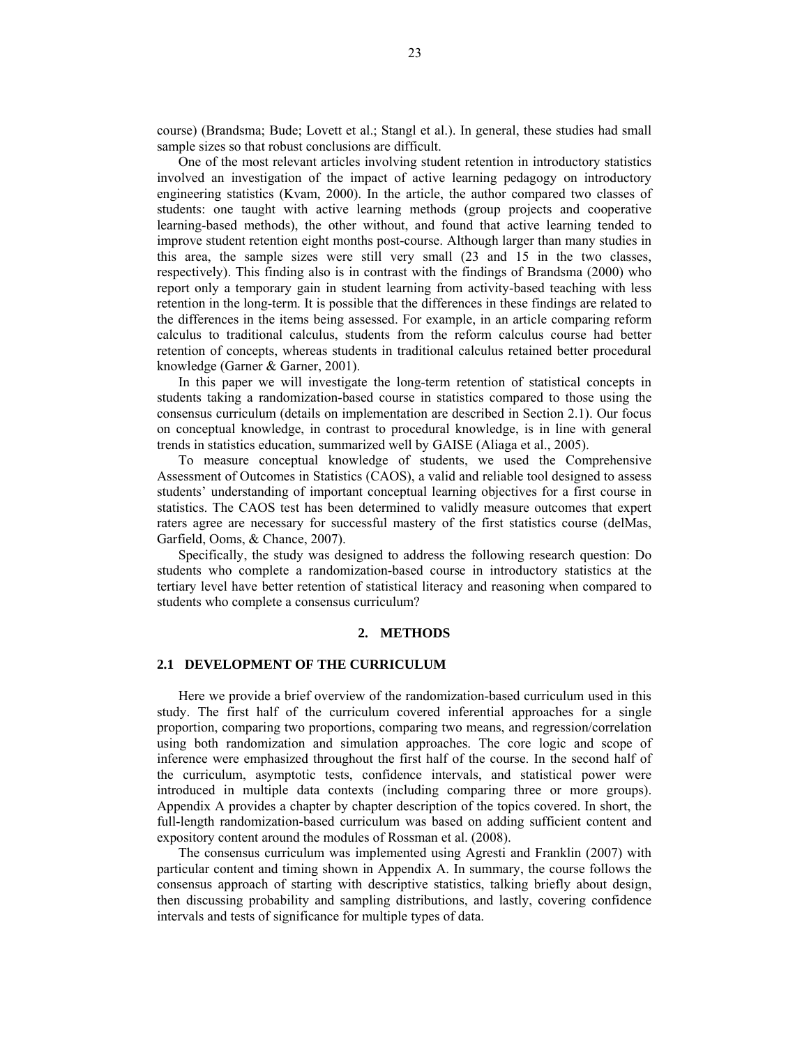course) (Brandsma; Bude; Lovett et al.; Stangl et al.). In general, these studies had small sample sizes so that robust conclusions are difficult.

One of the most relevant articles involving student retention in introductory statistics involved an investigation of the impact of active learning pedagogy on introductory engineering statistics (Kvam, 2000). In the article, the author compared two classes of students: one taught with active learning methods (group projects and cooperative learning-based methods), the other without, and found that active learning tended to improve student retention eight months post-course. Although larger than many studies in this area, the sample sizes were still very small (23 and 15 in the two classes, respectively). This finding also is in contrast with the findings of Brandsma (2000) who report only a temporary gain in student learning from activity-based teaching with less retention in the long-term. It is possible that the differences in these findings are related to the differences in the items being assessed. For example, in an article comparing reform calculus to traditional calculus, students from the reform calculus course had better retention of concepts, whereas students in traditional calculus retained better procedural knowledge (Garner & Garner, 2001).

In this paper we will investigate the long-term retention of statistical concepts in students taking a randomization-based course in statistics compared to those using the consensus curriculum (details on implementation are described in Section 2.1). Our focus on conceptual knowledge, in contrast to procedural knowledge, is in line with general trends in statistics education, summarized well by GAISE (Aliaga et al., 2005).

To measure conceptual knowledge of students, we used the Comprehensive Assessment of Outcomes in Statistics (CAOS), a valid and reliable tool designed to assess students' understanding of important conceptual learning objectives for a first course in statistics. The CAOS test has been determined to validly measure outcomes that expert raters agree are necessary for successful mastery of the first statistics course (delMas, Garfield, Ooms, & Chance, 2007).

Specifically, the study was designed to address the following research question: Do students who complete a randomization-based course in introductory statistics at the tertiary level have better retention of statistical literacy and reasoning when compared to students who complete a consensus curriculum?

## 2. METHODS

### 2.1 DEVELOPMENT OF THE CURRICULUM

Here we provide a brief overview of the randomization-based curriculum used in this study. The first half of the curriculum covered inferential approaches for a single proportion, comparing two proportions, comparing two means, and regression/correlation using both randomization and simulation approaches. The core logic and scope of inference were emphasized throughout the first half of the course. In the second half of the curriculum, asymptotic tests, confidence intervals, and statistical power were introduced in multiple data contexts (including comparing three or more groups). Appendix A provides a chapter by chapter description of the topics covered. In short, the full-length randomization-based curriculum was based on adding sufficient content and expository content around the modules of Rossman et al. (2008).

The consensus curriculum was implemented using Agresti and Franklin (2007) with particular content and timing shown in Appendix A. In summary, the course follows the consensus approach of starting with descriptive statistics, talking briefly about design, then discussing probability and sampling distributions, and lastly, covering confidence intervals and tests of significance for multiple types of data.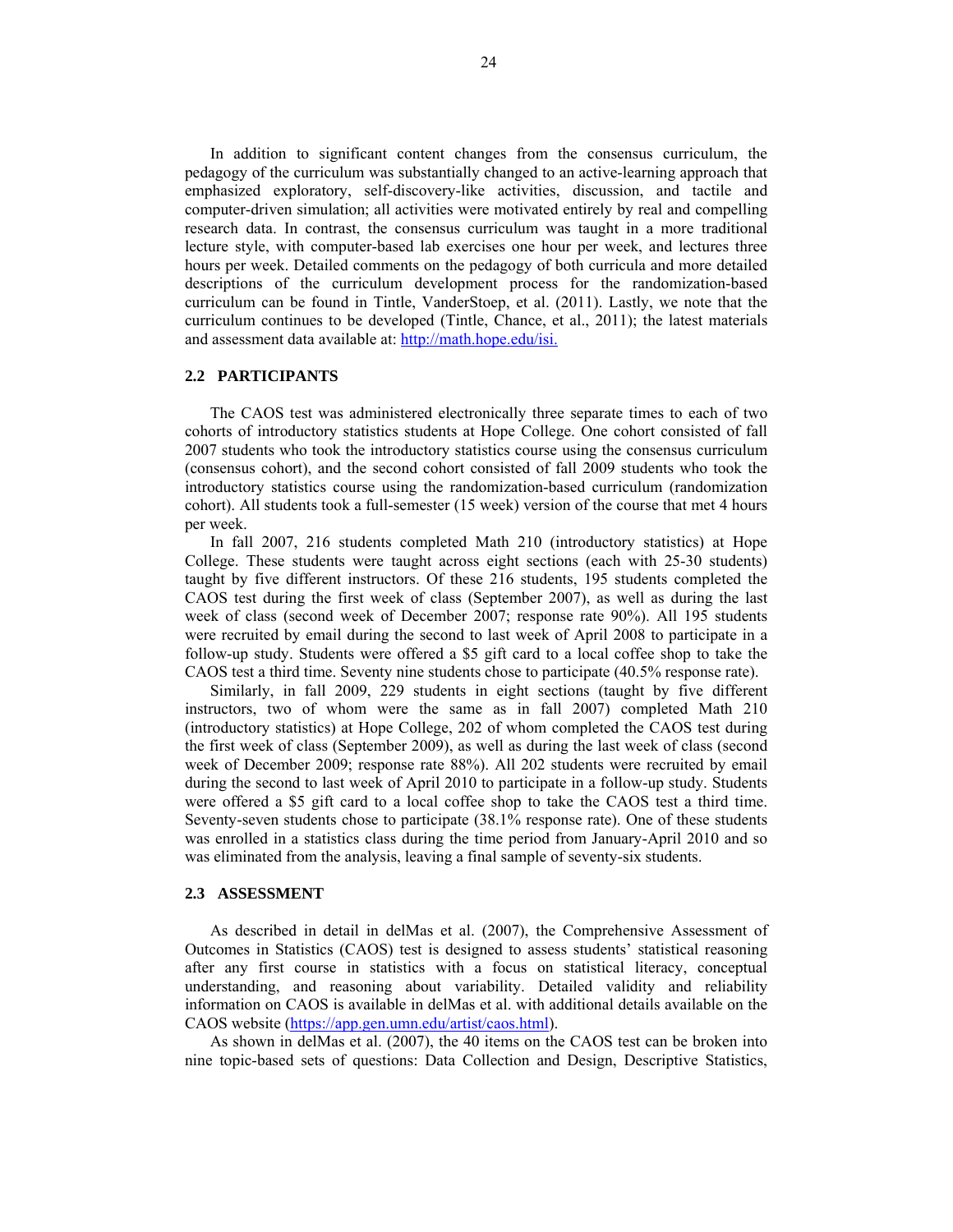In addition to significant content changes from the consensus curriculum, the pedagogy of the curriculum was substantially changed to an active-learning approach that emphasized exploratory, self-discovery-like activities, discussion, and tactile and computer-driven simulation; all activities were motivated entirely by real and compelling research data. In contrast, the consensus curriculum was taught in a more traditional lecture style, with computer-based lab exercises one hour per week, and lectures three hours per week. Detailed comments on the pedagogy of both curricula and more detailed descriptions of the curriculum development process for the randomization-based curriculum can be found in Tintle, VanderStoep, et al. (2011). Lastly, we note that the curriculum continues to be developed (Tintle, Chance, et al., 2011); the latest materials and assessment data available at: http://math.hope.edu/isi.

## 2.2 PARTICIPANTS

The CAOS test was administered electronically three separate times to each of two cohorts of introductory statistics students at Hope College. One cohort consisted of fall 2007 students who took the introductory statistics course using the consensus curriculum (consensus cohort), and the second cohort consisted of fall 2009 students who took the introductory statistics course using the randomization-based curriculum (randomization cohort). All students took a full-semester (15 week) version of the course that met 4 hours per week.

In fall 2007, 216 students completed Math 210 (introductory statistics) at Hope College. These students were taught across eight sections (each with 25-30 students) taught by five different instructors. Of these 216 students, 195 students completed the CAOS test during the first week of class (September 2007), as well as during the last week of class (second week of December 2007; response rate 90%). All 195 students were recruited by email during the second to last week of April 2008 to participate in a follow-up study. Students were offered a \$5 gift card to a local coffee shop to take the CAOS test a third time. Seventy nine students chose to participate (40.5% response rate).

Similarly, in fall 2009, 229 students in eight sections (taught by five different instructors, two of whom were the same as in fall 2007) completed Math 210 (introductory statistics) at Hope College, 202 of whom completed the CAOS test during the first week of class (September 2009), as well as during the last week of class (second week of December 2009; response rate 88%). All 202 students were recruited by email during the second to last week of April 2010 to participate in a follow-up study. Students were offered a \$5 gift card to a local coffee shop to take the CAOS test a third time. Seventy-seven students chose to participate (38.1% response rate). One of these students was enrolled in a statistics class during the time period from January-April 2010 and so was eliminated from the analysis, leaving a final sample of seventy-six students.

## 2.3 ASSESSMENT

As described in detail in delMas et al. (2007), the Comprehensive Assessment of Outcomes in Statistics (CAOS) test is designed to assess students' statistical reasoning after any first course in statistics with a focus on statistical literacy, conceptual understanding, and reasoning about variability. Detailed validity and reliability information on CAOS is available in delMas et al. with additional details available on the CAOS website (https://app.gen.umn.edu/artist/caos.html).

As shown in delMas et al. (2007), the 40 items on the CAOS test can be broken into nine topic-based sets of questions: Data Collection and Design, Descriptive Statistics,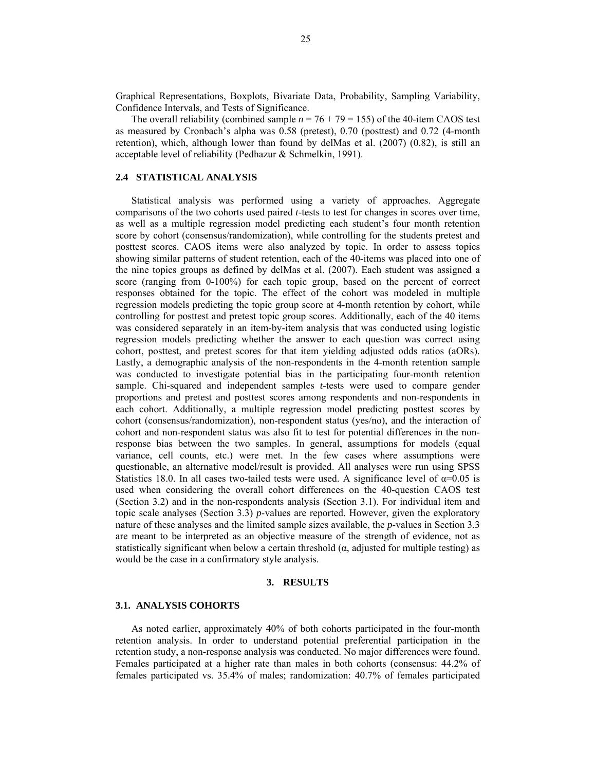Graphical Representations, Boxplots, Bivariate Data, Probability, Sampling Variability, Confidence Intervals, and Tests of Significance.

The overall reliability (combined sample $n = 76 + 79 = 155$) of the 40-item CAOS test as measured by Cronbach's alpha was 0.58 (pretest), 0.70 (posttest) and 0.72 (4-month retention), which, although lower than found by delMas et al. (2007) (0.82), is still an acceptable level of reliability (Pedhazur & Schmelkin, 1991).

### 2.4 STATISTICAL ANALYSIS

Statistical analysis was performed using a variety of approaches. Aggregate comparisons of the two cohorts used paired *t*-tests to test for changes in scores over time, as well as a multiple regression model predicting each student's four month retention score by cohort (consensus/randomization), while controlling for the students pretest and posttest scores. CAOS items were also analyzed by topic. In order to assess topics showing similar patterns of student retention, each of the 40-items was placed into one of the nine topics groups as defined by delMas et al. (2007). Each student was assigned a score (ranging from 0-100%) for each topic group, based on the percent of correct responses obtained for the topic. The effect of the cohort was modeled in multiple regression models predicting the topic group score at 4-month retention by cohort, while controlling for posttest and pretest topic group scores. Additionally, each of the 40 items was considered separately in an item-by-item analysis that was conducted using logistic regression models predicting whether the answer to each question was correct using cohort, posttest, and pretest scores for that item yielding adjusted odds ratios (aORs). Lastly, a demographic analysis of the non-respondents in the 4-month retention sample was conducted to investigate potential bias in the participating four-month retention sample. Chi-squared and independent samples *t*-tests were used to compare gender proportions and pretest and posttest scores among respondents and non-respondents in each cohort. Additionally, a multiple regression model predicting posttest scores by cohort (consensus/randomization), non-respondent status (yes/no), and the interaction of cohort and non-respondent status was also fit to test for potential differences in the non-response bias between the two samples. In general, assumptions for models (equal variance, cell counts, etc.) were met. In the few cases where assumptions were questionable, an alternative model/result is provided. All analyses were run using SPSS Statistics 18.0. In all cases two-tailed tests were used. A significance level of $\alpha$=0.05 is used when considering the overall cohort differences on the 40-question CAOS test (Section 3.2) and in the non-respondents analysis (Section 3.1). For individual item and topic scale analyses (Section 3.3) *p*-values are reported. However, given the exploratory nature of these analyses and the limited sample sizes available, the *p*-values in Section 3.3 are meant to be interpreted as an objective measure of the strength of evidence, not as statistically significant when below a certain threshold ($\alpha$, adjusted for multiple testing) as would be the case in a confirmatory style analysis.

## 3. RESULTS

### 3.1. ANALYSIS COHORTS

As noted earlier, approximately 40% of both cohorts participated in the four-month retention analysis. In order to understand potential preferential participation in the retention study, a non-response analysis was conducted. No major differences were found. Females participated at a higher rate than males in both cohorts (consensus: 44.2% of females participated vs. 35.4% of males; randomization: 40.7% of females participated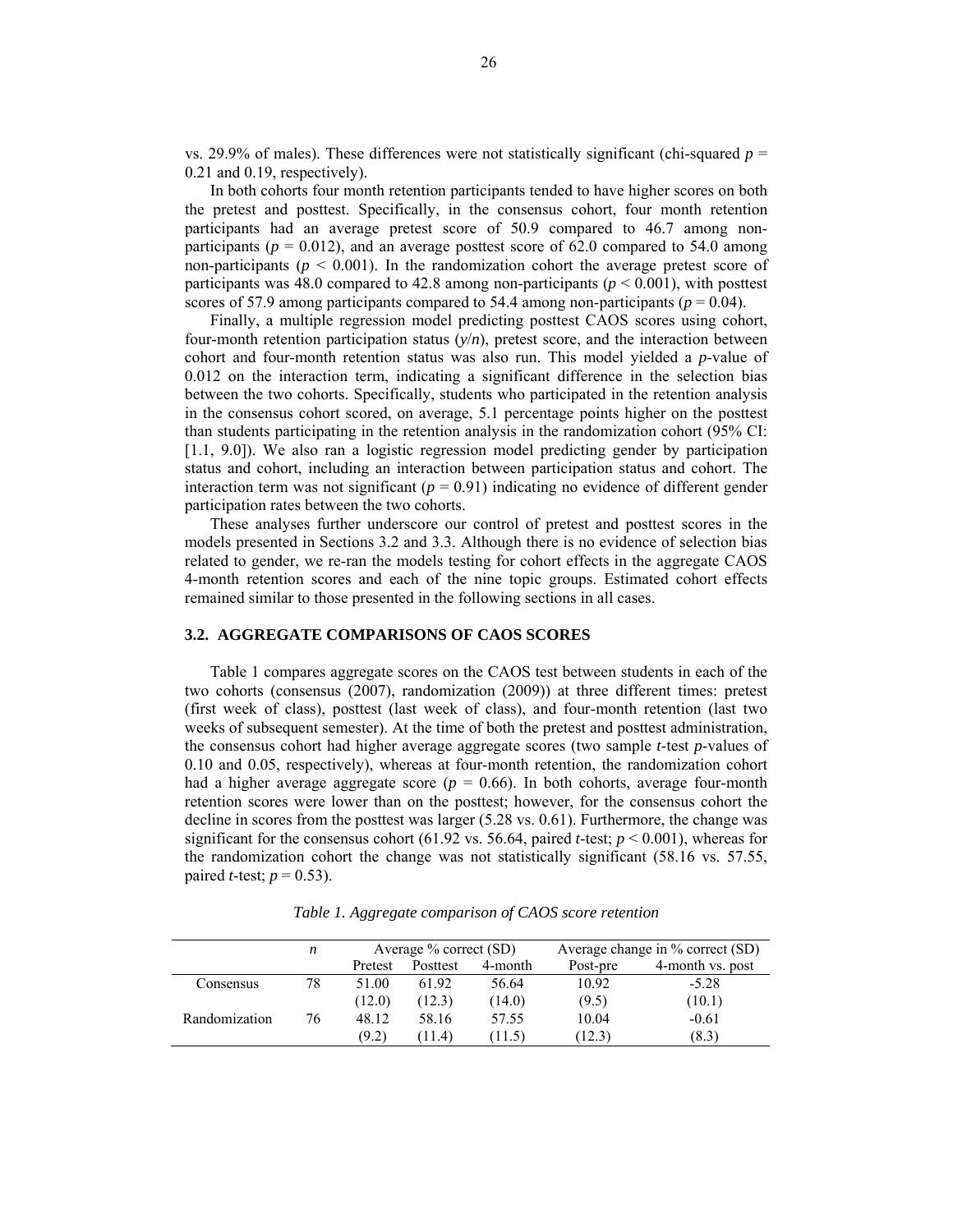vs. 29.9% of males). These differences were not statistically significant (chi-squared $p$ = 0.21 and 0.19, respectively).

In both cohorts four month retention participants tended to have higher scores on both the pretest and posttest. Specifically, in the consensus cohort, four month retention participants had an average pretest score of 50.9 compared to 46.7 among non-participants ($p = 0.012$), and an average posttest score of 62.0 compared to 54.0 among non-participants ($p < 0.001$). In the randomization cohort the average pretest score of participants was 48.0 compared to 42.8 among non-participants ($p < 0.001$), with posttest scores of 57.9 among participants compared to 54.4 among non-participants ($p = 0.04$).

Finally, a multiple regression model predicting posttest CAOS scores using cohort, four-month retention participation status ($y/n$), pretest score, and the interaction between cohort and four-month retention status was also run. This model yielded a $p$-value of 0.012 on the interaction term, indicating a significant difference in the selection bias between the two cohorts. Specifically, students who participated in the retention analysis in the consensus cohort scored, on average, 5.1 percentage points higher on the posttest than students participating in the retention analysis in the randomization cohort (95% CI: [1.1, 9.0]). We also ran a logistic regression model predicting gender by participation status and cohort, including an interaction between participation status and cohort. The interaction term was not significant ($p = 0.91$) indicating no evidence of different gender participation rates between the two cohorts.

These analyses further underscore our control of pretest and posttest scores in the models presented in Sections 3.2 and 3.3. Although there is no evidence of selection bias related to gender, we re-ran the models testing for cohort effects in the aggregate CAOS 4-month retention scores and each of the nine topic groups. Estimated cohort effects remained similar to those presented in the following sections in all cases.

### 3.2. AGGREGATE COMPARISONS OF CAOS SCORES

Table 1 compares aggregate scores on the CAOS test between students in each of the two cohorts (consensus (2007), randomization (2009)) at three different times: pretest (first week of class), posttest (last week of class), and four-month retention (last two weeks of subsequent semester). At the time of both the pretest and posttest administration, the consensus cohort had higher average aggregate scores (two sample $t$-test $p$-values of 0.10 and 0.05, respectively), whereas at four-month retention, the randomization cohort had a higher average aggregate score ($p = 0.66$). In both cohorts, average four-month retention scores were lower than on the posttest; however, for the consensus cohort the decline in scores from the posttest was larger (5.28 vs. 0.61). Furthermore, the change was significant for the consensus cohort (61.92 vs. 56.64, paired $t$-test; $p < 0.001$), whereas for the randomization cohort the change was not statistically significant (58.16 vs. 57.55, paired $t$-test; $p = 0.53$).

*Table 1. Aggregate comparison of CAOS score retention*

| | $n$ | Average % correct (SD) | | | Average change in % correct (SD) | |
|---|---|---|---|---|---|---|
| | | Pretest | Posttest | 4-month | Post-pre | 4-month vs. post |
| Consensus | 78 | 51.00 | 61.92 | 56.64 | 10.92 | -5.28 |
| | | (12.0) | (12.3) | (14.0) | (9.5) | (10.1) |
| Randomization | 76 | 48.12 | 58.16 | 57.55 | 10.04 | -0.61 |
| | | (9.2) | (11.4) | (11.5) | (12.3) | (8.3) |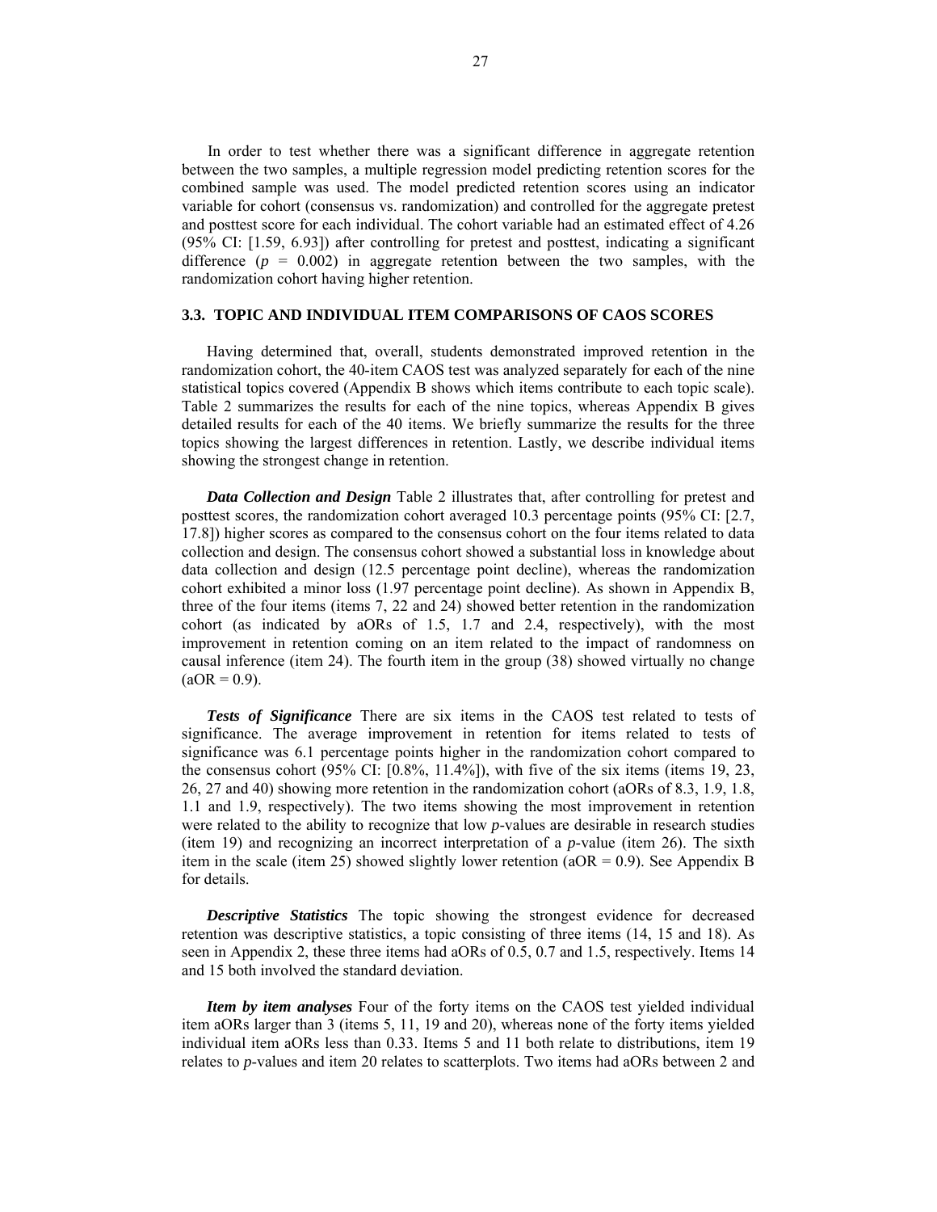In order to test whether there was a significant difference in aggregate retention between the two samples, a multiple regression model predicting retention scores for the combined sample was used. The model predicted retention scores using an indicator variable for cohort (consensus vs. randomization) and controlled for the aggregate pretest and posttest score for each individual. The cohort variable had an estimated effect of 4.26 (95% CI: [1.59, 6.93]) after controlling for pretest and posttest, indicating a significant difference ($p$ = 0.002) in aggregate retention between the two samples, with the randomization cohort having higher retention.

### 3.3. TOPIC AND INDIVIDUAL ITEM COMPARISONS OF CAOS SCORES

Having determined that, overall, students demonstrated improved retention in the randomization cohort, the 40-item CAOS test was analyzed separately for each of the nine statistical topics covered (Appendix B shows which items contribute to each topic scale). Table 2 summarizes the results for each of the nine topics, whereas Appendix B gives detailed results for each of the 40 items. We briefly summarize the results for the three topics showing the largest differences in retention. Lastly, we describe individual items showing the strongest change in retention.

***Data Collection and Design*** Table 2 illustrates that, after controlling for pretest and posttest scores, the randomization cohort averaged 10.3 percentage points (95% CI: [2.7, 17.8]) higher scores as compared to the consensus cohort on the four items related to data collection and design. The consensus cohort showed a substantial loss in knowledge about data collection and design (12.5 percentage point decline), whereas the randomization cohort exhibited a minor loss (1.97 percentage point decline). As shown in Appendix B, three of the four items (items 7, 22 and 24) showed better retention in the randomization cohort (as indicated by aORs of 1.5, 1.7 and 2.4, respectively), with the most improvement in retention coming on an item related to the impact of randomness on causal inference (item 24). The fourth item in the group (38) showed virtually no change (aOR = 0.9).

***Tests of Significance*** There are six items in the CAOS test related to tests of significance. The average improvement in retention for items related to tests of significance was 6.1 percentage points higher in the randomization cohort compared to the consensus cohort (95% CI: [0.8%, 11.4%]), with five of the six items (items 19, 23, 26, 27 and 40) showing more retention in the randomization cohort (aORs of 8.3, 1.9, 1.8, 1.1 and 1.9, respectively). The two items showing the most improvement in retention were related to the ability to recognize that low $p$-values are desirable in research studies (item 19) and recognizing an incorrect interpretation of a $p$-value (item 26). The sixth item in the scale (item 25) showed slightly lower retention (aOR = 0.9). See Appendix B for details.

***Descriptive Statistics*** The topic showing the strongest evidence for decreased retention was descriptive statistics, a topic consisting of three items (14, 15 and 18). As seen in Appendix 2, these three items had aORs of 0.5, 0.7 and 1.5, respectively. Items 14 and 15 both involved the standard deviation.

***Item by item analyses*** Four of the forty items on the CAOS test yielded individual item aORs larger than 3 (items 5, 11, 19 and 20), whereas none of the forty items yielded individual item aORs less than 0.33. Items 5 and 11 both relate to distributions, item 19 relates to $p$-values and item 20 relates to scatterplots. Two items had aORs between 2 and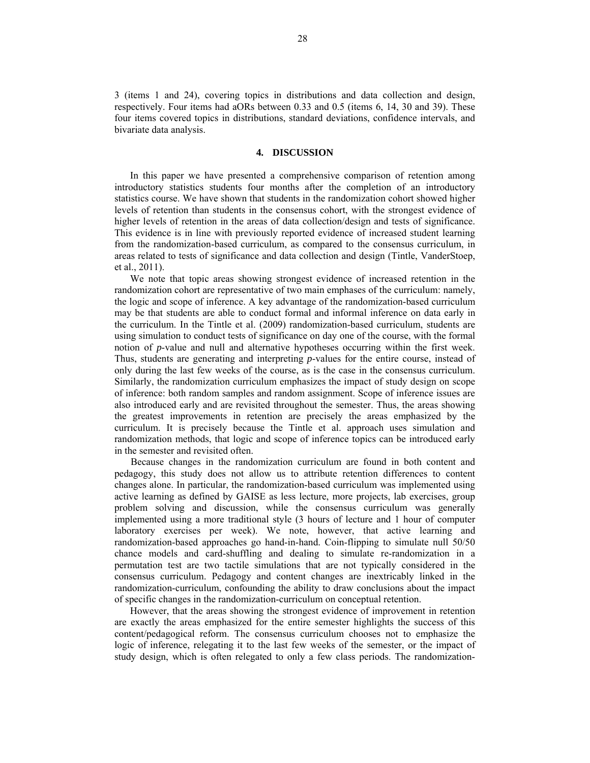3 (items 1 and 24), covering topics in distributions and data collection and design, respectively. Four items had aORs between 0.33 and 0.5 (items 6, 14, 30 and 39). These four items covered topics in distributions, standard deviations, confidence intervals, and bivariate data analysis.

## 4. DISCUSSION

In this paper we have presented a comprehensive comparison of retention among introductory statistics students four months after the completion of an introductory statistics course. We have shown that students in the randomization cohort showed higher levels of retention than students in the consensus cohort, with the strongest evidence of higher levels of retention in the areas of data collection/design and tests of significance. This evidence is in line with previously reported evidence of increased student learning from the randomization-based curriculum, as compared to the consensus curriculum, in areas related to tests of significance and data collection and design (Tintle, VanderStoep, et al., 2011).

We note that topic areas showing strongest evidence of increased retention in the randomization cohort are representative of two main emphases of the curriculum: namely, the logic and scope of inference. A key advantage of the randomization-based curriculum may be that students are able to conduct formal and informal inference on data early in the curriculum. In the Tintle et al. (2009) randomization-based curriculum, students are using simulation to conduct tests of significance on day one of the course, with the formal notion of *p*-value and null and alternative hypotheses occurring within the first week. Thus, students are generating and interpreting *p*-values for the entire course, instead of only during the last few weeks of the course, as is the case in the consensus curriculum. Similarly, the randomization curriculum emphasizes the impact of study design on scope of inference: both random samples and random assignment. Scope of inference issues are also introduced early and are revisited throughout the semester. Thus, the areas showing the greatest improvements in retention are precisely the areas emphasized by the curriculum. It is precisely because the Tintle et al. approach uses simulation and randomization methods, that logic and scope of inference topics can be introduced early in the semester and revisited often.

Because changes in the randomization curriculum are found in both content and pedagogy, this study does not allow us to attribute retention differences to content changes alone. In particular, the randomization-based curriculum was implemented using active learning as defined by GAISE as less lecture, more projects, lab exercises, group problem solving and discussion, while the consensus curriculum was generally implemented using a more traditional style (3 hours of lecture and 1 hour of computer laboratory exercises per week). We note, however, that active learning and randomization-based approaches go hand-in-hand. Coin-flipping to simulate null 50/50 chance models and card-shuffling and dealing to simulate re-randomization in a permutation test are two tactile simulations that are not typically considered in the consensus curriculum. Pedagogy and content changes are inextricably linked in the randomization-curriculum, confounding the ability to draw conclusions about the impact of specific changes in the randomization-curriculum on conceptual retention.

However, that the areas showing the strongest evidence of improvement in retention are exactly the areas emphasized for the entire semester highlights the success of this content/pedagogical reform. The consensus curriculum chooses not to emphasize the logic of inference, relegating it to the last few weeks of the semester, or the impact of study design, which is often relegated to only a few class periods. The randomization-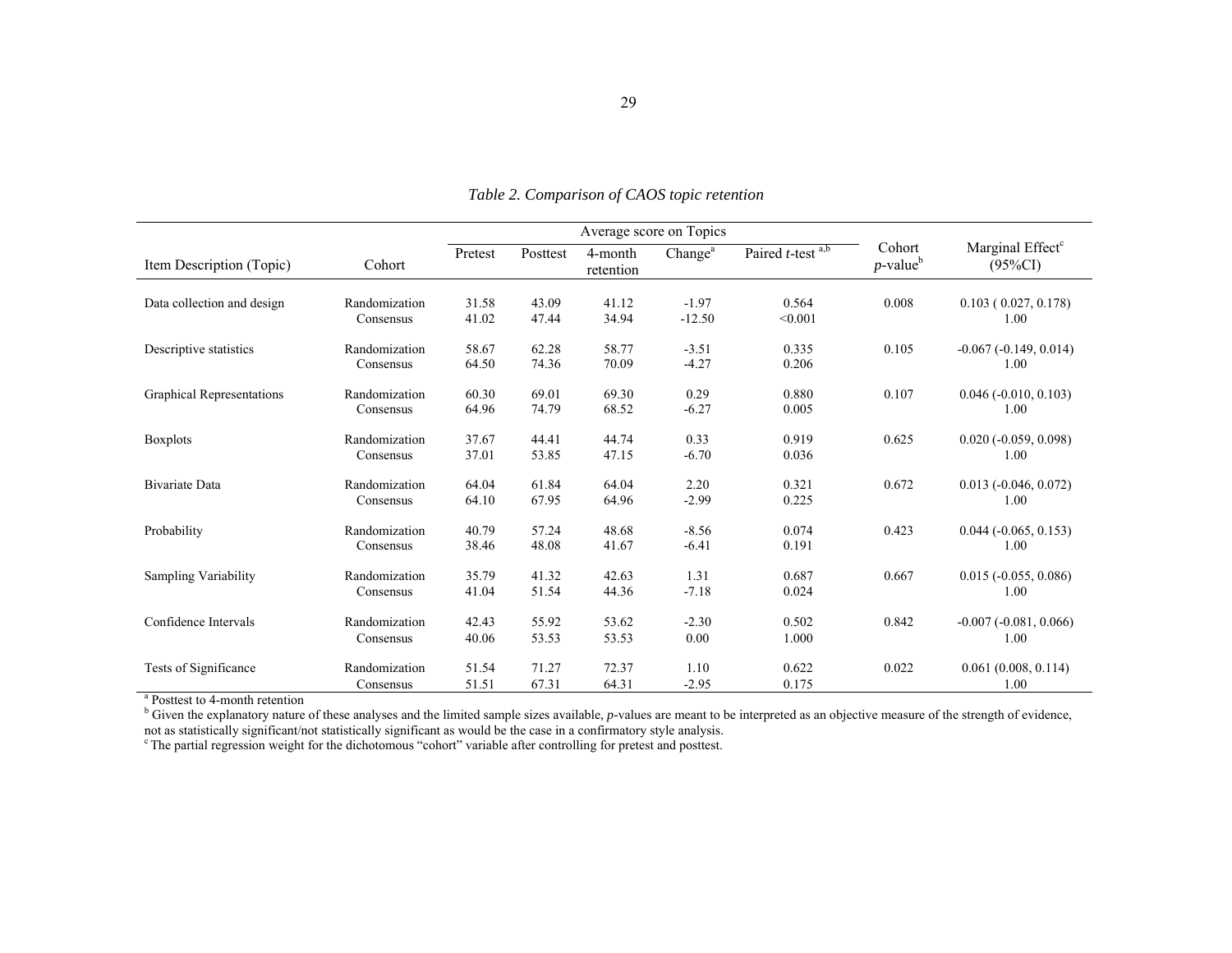*Table 2. Comparison of CAOS topic retention*

| Item Description (Topic) | Cohort | Average score on Topics | | | | | Cohort $p$-value[b] | Marginal Effect[c] (95%CI) |
|---|---|---|---|---|---|---|---|---|
| | | Pretest | Posttest | 4-month retention | Change[a] | Paired $t$-test [a,b] | | |
| Data collection and design | Randomization | 31.58 | 43.09 | 41.12 | -1.97 | 0.564 | 0.008 | 0.103 ( 0.027, 0.178) |
| | Consensus | 41.02 | 47.44 | 34.94 | -12.50 | <0.001 | | 1.00 |
| Descriptive statistics | Randomization | 58.67 | 62.28 | 58.77 | -3.51 | 0.335 | 0.105 | -0.067 (-0.149, 0.014) |
| | Consensus | 64.50 | 74.36 | 70.09 | -4.27 | 0.206 | | 1.00 |
| Graphical Representations | Randomization | 60.30 | 69.01 | 69.30 | 0.29 | 0.880 | 0.107 | 0.046 (-0.010, 0.103) |
| | Consensus | 64.96 | 74.79 | 68.52 | -6.27 | 0.005 | | 1.00 |
| Boxplots | Randomization | 37.67 | 44.41 | 44.74 | 0.33 | 0.919 | 0.625 | 0.020 (-0.059, 0.098) |
| | Consensus | 37.01 | 53.85 | 47.15 | -6.70 | 0.036 | | 1.00 |
| Bivariate Data | Randomization | 64.04 | 61.84 | 64.04 | 2.20 | 0.321 | 0.672 | 0.013 (-0.046, 0.072) |
| | Consensus | 64.10 | 67.95 | 64.96 | -2.99 | 0.225 | | 1.00 |
| Probability | Randomization | 40.79 | 57.24 | 48.68 | -8.56 | 0.074 | 0.423 | 0.044 (-0.065, 0.153) |
| | Consensus | 38.46 | 48.08 | 41.67 | -6.41 | 0.191 | | 1.00 |
| Sampling Variability | Randomization | 35.79 | 41.32 | 42.63 | 1.31 | 0.687 | 0.667 | 0.015 (-0.055, 0.086) |
| | Consensus | 41.04 | 51.54 | 44.36 | -7.18 | 0.024 | | 1.00 |
| Confidence Intervals | Randomization | 42.43 | 55.92 | 53.62 | -2.30 | 0.502 | 0.842 | -0.007 (-0.081, 0.066) |
| | Consensus | 40.06 | 53.53 | 53.53 | 0.00 | 1.000 | | 1.00 |
| Tests of Significance | Randomization | 51.54 | 71.27 | 72.37 | 1.10 | 0.622 | 0.022 | 0.061 (0.008, 0.114) |
| | Consensus | 51.51 | 67.31 | 64.31 | -2.95 | 0.175 | | 1.00 |

[a] Posttest to 4-month retention

[b] Given the explanatory nature of these analyses and the limited sample sizes available, $p$-values are meant to be interpreted as an objective measure of the strength of evidence, not as statistically significant/not statistically significant as would be the case in a confirmatory style analysis.

[c] The partial regression weight for the dichotomous "cohort" variable after controlling for pretest and posttest.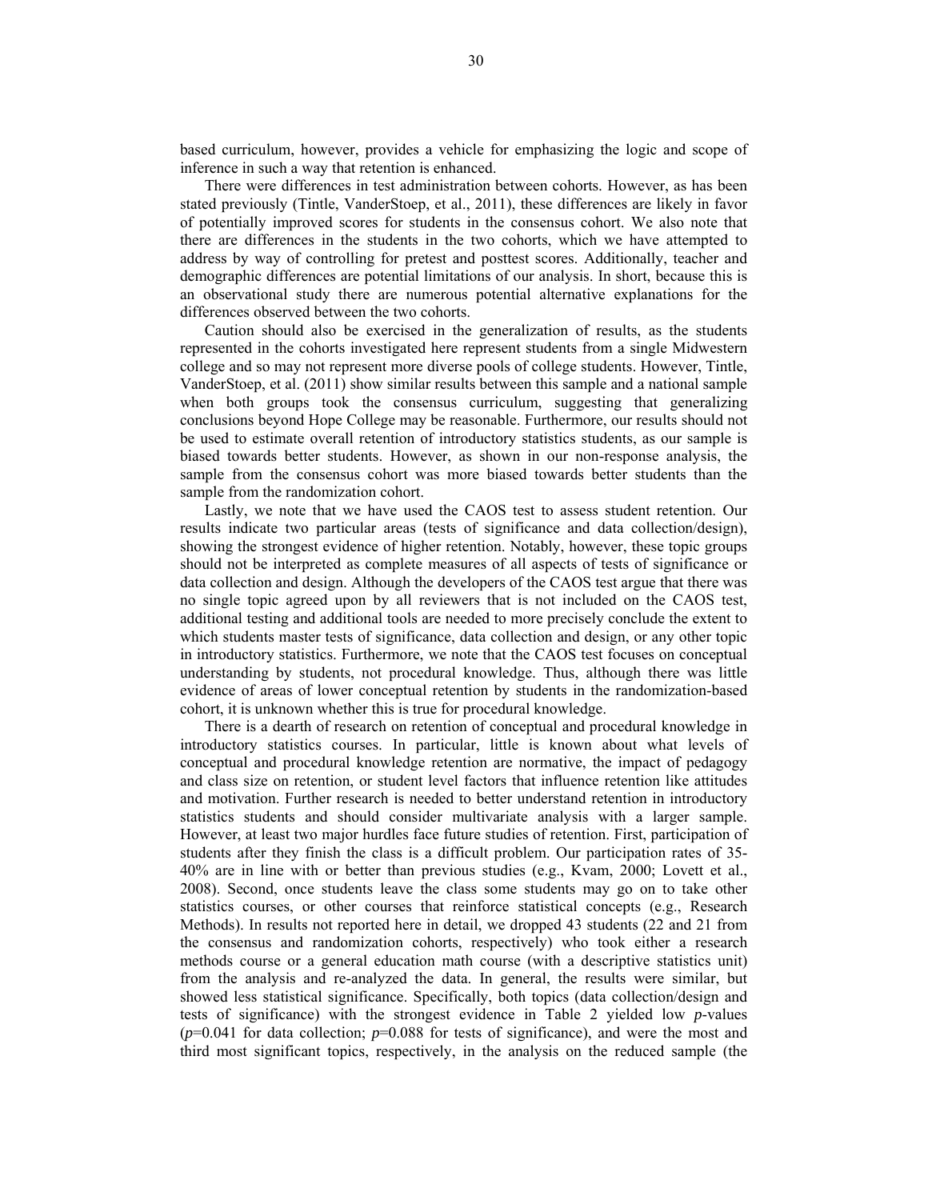based curriculum, however, provides a vehicle for emphasizing the logic and scope of inference in such a way that retention is enhanced.

There were differences in test administration between cohorts. However, as has been stated previously (Tintle, VanderStoep, et al., 2011), these differences are likely in favor of potentially improved scores for students in the consensus cohort. We also note that there are differences in the students in the two cohorts, which we have attempted to address by way of controlling for pretest and posttest scores. Additionally, teacher and demographic differences are potential limitations of our analysis. In short, because this is an observational study there are numerous potential alternative explanations for the differences observed between the two cohorts.

Caution should also be exercised in the generalization of results, as the students represented in the cohorts investigated here represent students from a single Midwestern college and so may not represent more diverse pools of college students. However, Tintle, VanderStoep, et al. (2011) show similar results between this sample and a national sample when both groups took the consensus curriculum, suggesting that generalizing conclusions beyond Hope College may be reasonable. Furthermore, our results should not be used to estimate overall retention of introductory statistics students, as our sample is biased towards better students. However, as shown in our non-response analysis, the sample from the consensus cohort was more biased towards better students than the sample from the randomization cohort.

Lastly, we note that we have used the CAOS test to assess student retention. Our results indicate two particular areas (tests of significance and data collection/design), showing the strongest evidence of higher retention. Notably, however, these topic groups should not be interpreted as complete measures of all aspects of tests of significance or data collection and design. Although the developers of the CAOS test argue that there was no single topic agreed upon by all reviewers that is not included on the CAOS test, additional testing and additional tools are needed to more precisely conclude the extent to which students master tests of significance, data collection and design, or any other topic in introductory statistics. Furthermore, we note that the CAOS test focuses on conceptual understanding by students, not procedural knowledge. Thus, although there was little evidence of areas of lower conceptual retention by students in the randomization-based cohort, it is unknown whether this is true for procedural knowledge.

There is a dearth of research on retention of conceptual and procedural knowledge in introductory statistics courses. In particular, little is known about what levels of conceptual and procedural knowledge retention are normative, the impact of pedagogy and class size on retention, or student level factors that influence retention like attitudes and motivation. Further research is needed to better understand retention in introductory statistics students and should consider multivariate analysis with a larger sample. However, at least two major hurdles face future studies of retention. First, participation of students after they finish the class is a difficult problem. Our participation rates of 35-40% are in line with or better than previous studies (e.g., Kvam, 2000; Lovett et al., 2008). Second, once students leave the class some students may go on to take other statistics courses, or other courses that reinforce statistical concepts (e.g., Research Methods). In results not reported here in detail, we dropped 43 students (22 and 21 from the consensus and randomization cohorts, respectively) who took either a research methods course or a general education math course (with a descriptive statistics unit) from the analysis and re-analyzed the data. In general, the results were similar, but showed less statistical significance. Specifically, both topics (data collection/design and tests of significance) with the strongest evidence in Table 2 yielded low *p*-values ($p$=0.041 for data collection; $p$=0.088 for tests of significance), and were the most and third most significant topics, respectively, in the analysis on the reduced sample (the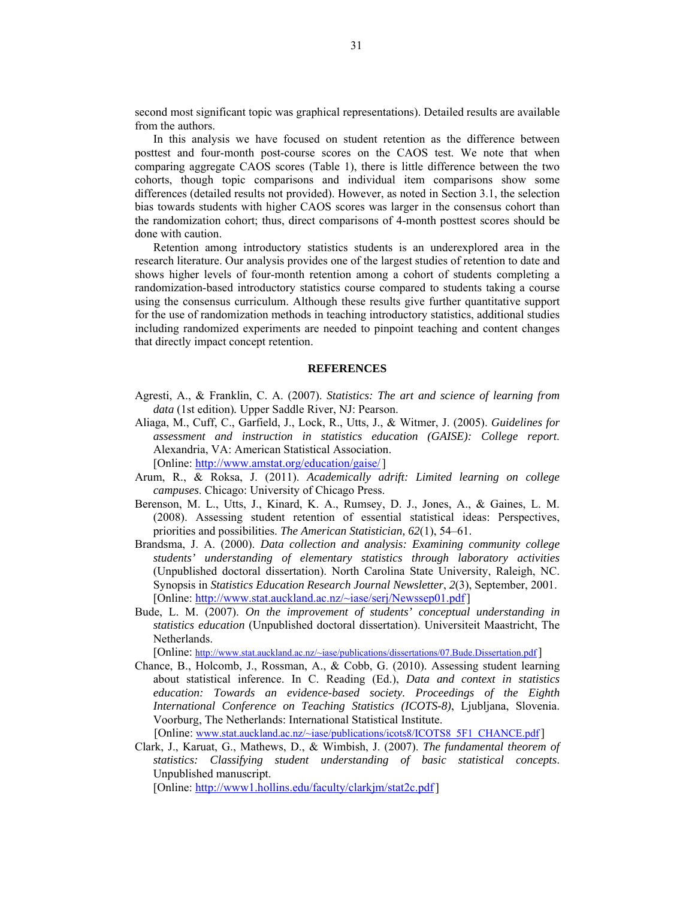second most significant topic was graphical representations). Detailed results are available from the authors.

In this analysis we have focused on student retention as the difference between posttest and four-month post-course scores on the CAOS test. We note that when comparing aggregate CAOS scores (Table 1), there is little difference between the two cohorts, though topic comparisons and individual item comparisons show some differences (detailed results not provided). However, as noted in Section 3.1, the selection bias towards students with higher CAOS scores was larger in the consensus cohort than the randomization cohort; thus, direct comparisons of 4-month posttest scores should be done with caution.

Retention among introductory statistics students is an underexplored area in the research literature. Our analysis provides one of the largest studies of retention to date and shows higher levels of four-month retention among a cohort of students completing a randomization-based introductory statistics course compared to students taking a course using the consensus curriculum. Although these results give further quantitative support for the use of randomization methods in teaching introductory statistics, additional studies including randomized experiments are needed to pinpoint teaching and content changes that directly impact concept retention.

## REFERENCES

Agresti, A., & Franklin, C. A. (2007). *Statistics: The art and science of learning from data* (1st edition). Upper Saddle River, NJ: Pearson.

Aliaga, M., Cuff, C., Garfield, J., Lock, R., Utts, J., & Witmer, J. (2005). *Guidelines for assessment and instruction in statistics education (GAISE): College report*. Alexandria, VA: American Statistical Association.
[Online: http://www.amstat.org/education/gaise/ ]

Arum, R., & Roksa, J. (2011). *Academically adrift: Limited learning on college campuses*. Chicago: University of Chicago Press.

Berenson, M. L., Utts, J., Kinard, K. A., Rumsey, D. J., Jones, A., & Gaines, L. M. (2008). Assessing student retention of essential statistical ideas: Perspectives, priorities and possibilities. *The American Statistician, 62*(1), 54–61.

Brandsma, J. A. (2000). *Data collection and analysis: Examining community college students' understanding of elementary statistics through laboratory activities* (Unpublished doctoral dissertation). North Carolina State University, Raleigh, NC. Synopsis in *Statistics Education Research Journal Newsletter*, *2*(3), September, 2001.
[Online: http://www.stat.auckland.ac.nz/~iase/serj/Newssep01.pdf ]

Bude, L. M. (2007). *On the improvement of students' conceptual understanding in statistics education* (Unpublished doctoral dissertation). Universiteit Maastricht, The Netherlands.
[Online: http://www.stat.auckland.ac.nz/~iase/publications/dissertations/07.Bude.Dissertation.pdf ]

Chance, B., Holcomb, J., Rossman, A., & Cobb, G. (2010). Assessing student learning about statistical inference. In C. Reading (Ed.), *Data and context in statistics education: Towards an evidence-based society. Proceedings of the Eighth International Conference on Teaching Statistics (ICOTS-8)*, Ljubljana, Slovenia. Voorburg, The Netherlands: International Statistical Institute.
[Online: www.stat.auckland.ac.nz/~iase/publications/icots8/ICOTS8_5F1_CHANCE.pdf ]

Clark, J., Karuat, G., Mathews, D., & Wimbish, J. (2007). *The fundamental theorem of statistics: Classifying student understanding of basic statistical concepts*. Unpublished manuscript.
[Online: http://www1.hollins.edu/faculty/clarkjm/stat2c.pdf ]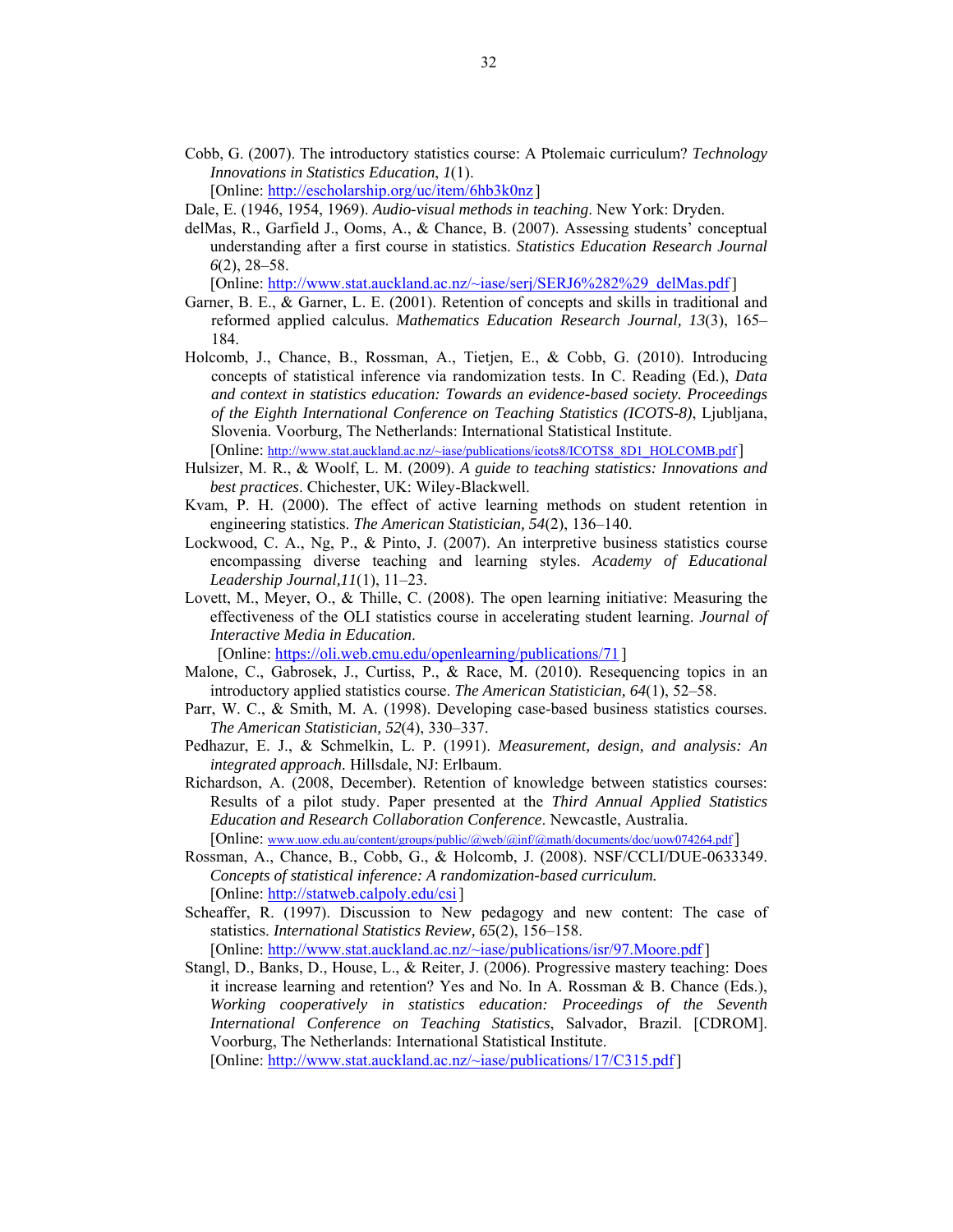Cobb, G. (2007). The introductory statistics course: A Ptolemaic curriculum? *Technology Innovations in Statistics Education*, *1*(1).
[Online: http://escholarship.org/uc/item/6hb3k0nz ]

Dale, E. (1946, 1954, 1969). *Audio-visual methods in teaching*. New York: Dryden.

delMas, R., Garfield J., Ooms, A., & Chance, B. (2007). Assessing students' conceptual understanding after a first course in statistics. *Statistics Education Research Journal* *6*(2), 28–58.
[Online: http://www.stat.auckland.ac.nz/~iase/serj/SERJ6%282%29_delMas.pdf ]

Garner, B. E., & Garner, L. E. (2001). Retention of concepts and skills in traditional and reformed applied calculus. *Mathematics Education Research Journal, 13*(3), 165–184.

Holcomb, J., Chance, B., Rossman, A., Tietjen, E., & Cobb, G. (2010). Introducing concepts of statistical inference via randomization tests. In C. Reading (Ed.), *Data and context in statistics education: Towards an evidence-based society. Proceedings of the Eighth International Conference on Teaching Statistics (ICOTS-8)*, Ljubljana, Slovenia. Voorburg, The Netherlands: International Statistical Institute.
[Online: http://www.stat.auckland.ac.nz/~iase/publications/icots8/ICOTS8_8D1_HOLCOMB.pdf ]

Hulsizer, M. R., & Woolf, L. M. (2009). *A guide to teaching statistics: Innovations and best practices*. Chichester, UK: Wiley-Blackwell.

Kvam, P. H. (2000). The effect of active learning methods on student retention in engineering statistics. *The American Statistician, 54*(2), 136–140.

Lockwood, C. A., Ng, P., & Pinto, J. (2007). An interpretive business statistics course encompassing diverse teaching and learning styles. *Academy of Educational Leadership Journal,11*(1), 11–23.

Lovett, M., Meyer, O., & Thille, C. (2008). The open learning initiative: Measuring the effectiveness of the OLI statistics course in accelerating student learning. *Journal of Interactive Media in Education*.
[Online: https://oli.web.cmu.edu/openlearning/publications/71 ]

Malone, C., Gabrosek, J., Curtiss, P., & Race, M. (2010). Resequencing topics in an introductory applied statistics course. *The American Statistician, 64*(1), 52–58.

Parr, W. C., & Smith, M. A. (1998). Developing case-based business statistics courses. *The American Statistician, 52*(4), 330–337.

Pedhazur, E. J., & Schmelkin, L. P. (1991). *Measurement, design, and analysis: An integrated approach.* Hillsdale, NJ: Erlbaum.

Richardson, A. (2008, December). Retention of knowledge between statistics courses: Results of a pilot study. Paper presented at the *Third Annual Applied Statistics Education and Research Collaboration Conference*. Newcastle, Australia.
[Online: www.uow.edu.au/content/groups/public/@web/@inf/@math/documents/doc/uow074264.pdf ]

Rossman, A., Chance, B., Cobb, G., & Holcomb, J. (2008). NSF/CCLI/DUE-0633349. *Concepts of statistical inference: A randomization-based curriculum.*
[Online: http://statweb.calpoly.edu/csi ]

Scheaffer, R. (1997). Discussion to New pedagogy and new content: The case of statistics. *International Statistics Review, 65*(2), 156–158.
[Online: http://www.stat.auckland.ac.nz/~iase/publications/isr/97.Moore.pdf ]

Stangl, D., Banks, D., House, L., & Reiter, J. (2006). Progressive mastery teaching: Does it increase learning and retention? Yes and No. In A. Rossman & B. Chance (Eds.), *Working cooperatively in statistics education: Proceedings of the Seventh International Conference on Teaching Statistics*, Salvador, Brazil. [CDROM]. Voorburg, The Netherlands: International Statistical Institute.
[Online: http://www.stat.auckland.ac.nz/~iase/publications/17/C315.pdf ]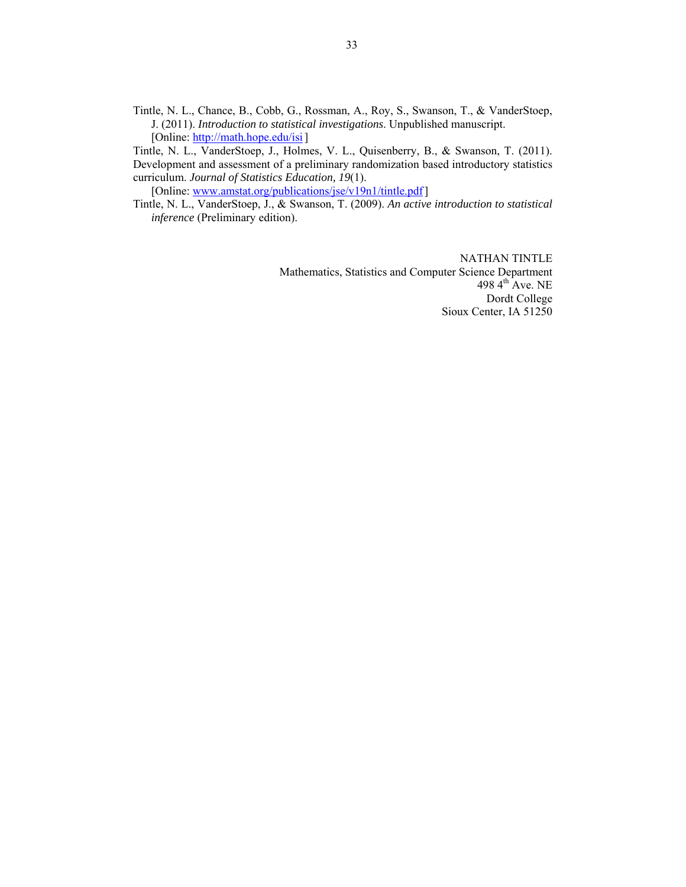Tintle, N. L., Chance, B., Cobb, G., Rossman, A., Roy, S., Swanson, T., & VanderStoep, J. (2011). *Introduction to statistical investigations*. Unpublished manuscript. [Online: http://math.hope.edu/isi ]

Tintle, N. L., VanderStoep, J., Holmes, V. L., Quisenberry, B., & Swanson, T. (2011). Development and assessment of a preliminary randomization based introductory statistics curriculum. *Journal of Statistics Education, 19*(1). [Online: www.amstat.org/publications/jse/v19n1/tintle.pdf ]

Tintle, N. L., VanderStoep, J., & Swanson, T. (2009). *An active introduction to statistical inference* (Preliminary edition).

NATHAN TINTLE
Mathematics, Statistics and Computer Science Department
498 4th Ave. NE
Dordt College
Sioux Center, IA 51250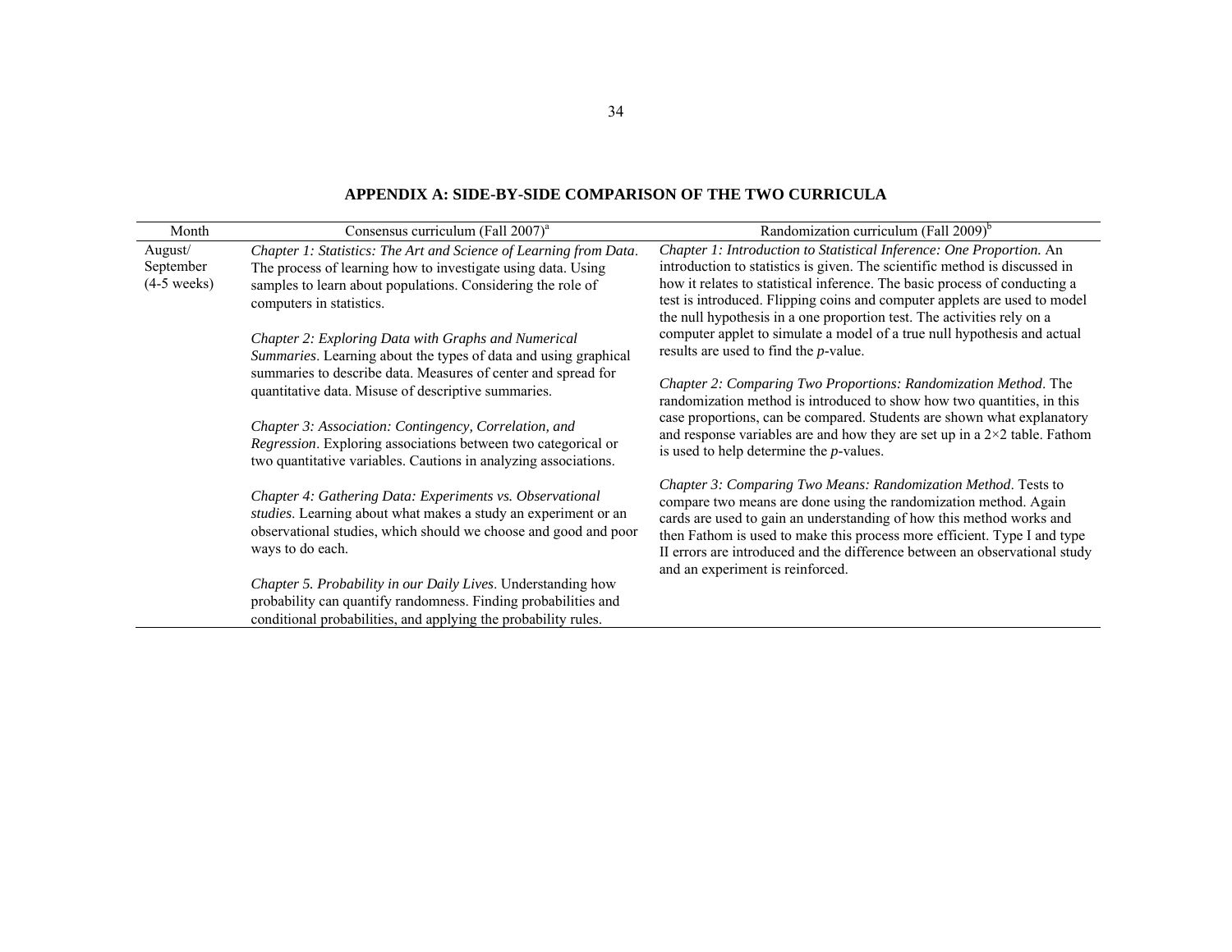## APPENDIX A: SIDE-BY-SIDE COMPARISON OF THE TWO CURRICULA

| Month | Consensus curriculum (Fall 2007)[a] | Randomization curriculum (Fall 2009)[b] |
|---|---|---|
| August/ September (4-5 weeks) | *Chapter 1: Statistics: The Art and Science of Learning from Data*. The process of learning how to investigate using data. Using samples to learn about populations. Considering the role of computers in statistics.<br><br>*Chapter 2: Exploring Data with Graphs and Numerical Summaries*. Learning about the types of data and using graphical summaries to describe data. Measures of center and spread for quantitative data. Misuse of descriptive summaries.<br><br>*Chapter 3: Association: Contingency, Correlation, and Regression*. Exploring associations between two categorical or two quantitative variables. Cautions in analyzing associations.<br><br>*Chapter 4: Gathering Data: Experiments vs. Observational studies*. Learning about what makes a study an experiment or an observational studies, which should we choose and good and poor ways to do each.<br><br>*Chapter 5. Probability in our Daily Lives*. Understanding how probability can quantify randomness. Finding probabilities and conditional probabilities, and applying the probability rules. | *Chapter 1: Introduction to Statistical Inference: One Proportion.* An introduction to statistics is given. The scientific method is discussed in how it relates to statistical inference. The basic process of conducting a test is introduced. Flipping coins and computer applets are used to model the null hypothesis in a one proportion test. The activities rely on a computer applet to simulate a model of a true null hypothesis and actual results are used to find the *p*-value.<br><br>*Chapter 2: Comparing Two Proportions: Randomization Method*. The randomization method is introduced to show how two quantities, in this case proportions, can be compared. Students are shown what explanatory and response variables are and how they are set up in a 2×2 table. Fathom is used to help determine the *p*-values.<br><br>*Chapter 3: Comparing Two Means: Randomization Method*. Tests to compare two means are done using the randomization method. Again cards are used to gain an understanding of how this method works and then Fathom is used to make this process more efficient. Type I and type II errors are introduced and the difference between an observational study and an experiment is reinforced. |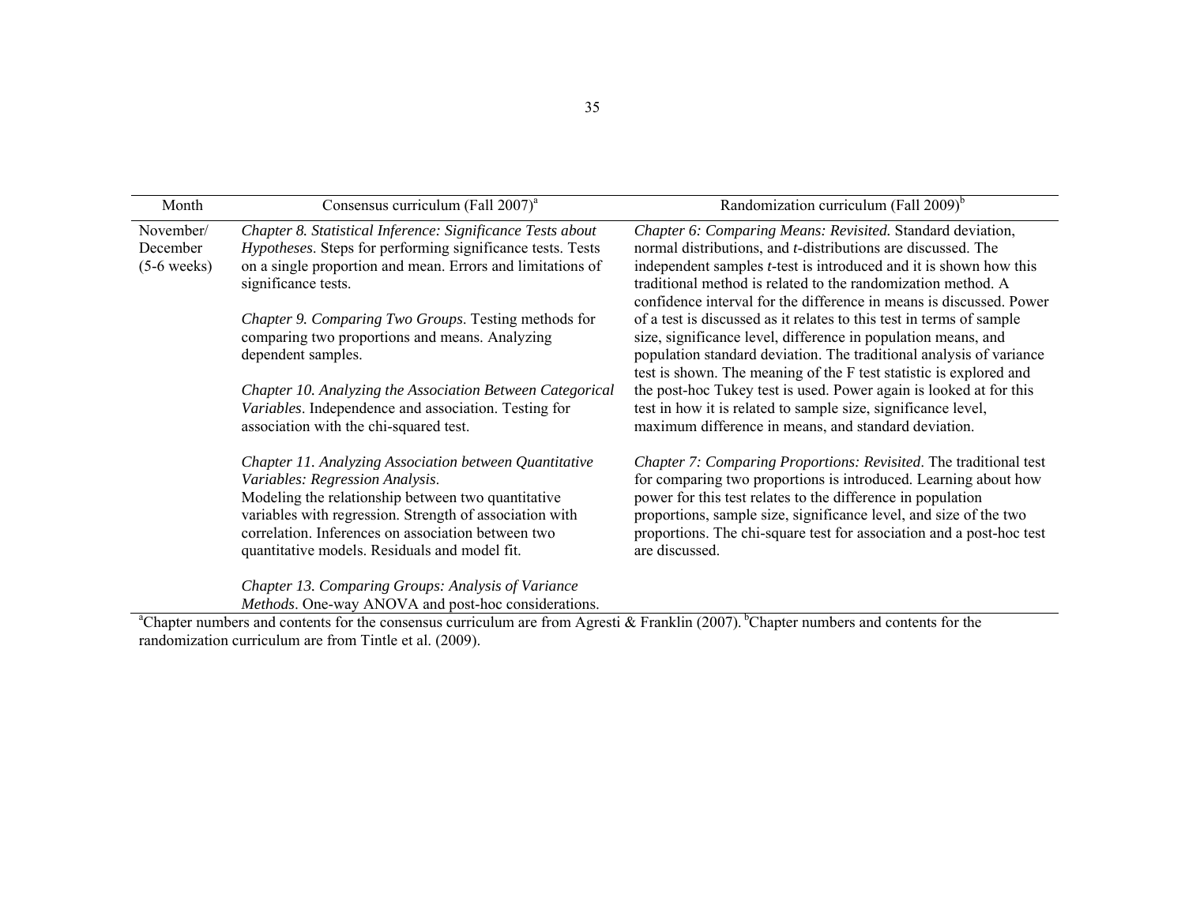| Month | Consensus curriculum (Fall 2007)[a] | Randomization curriculum (Fall 2009)[b] |
|---|---|---|
| November/ December (5-6 weeks) | *Chapter 8. Statistical Inference: Significance Tests about Hypotheses*. Steps for performing significance tests. Tests on a single proportion and mean. Errors and limitations of significance tests.<br><br>*Chapter 9. Comparing Two Groups*. Testing methods for comparing two proportions and means. Analyzing dependent samples.<br><br>*Chapter 10. Analyzing the Association Between Categorical Variables*. Independence and association. Testing for association with the chi-squared test.<br><br>*Chapter 11. Analyzing Association between Quantitative Variables: Regression Analysis*. Modeling the relationship between two quantitative variables with regression. Strength of association with correlation. Inferences on association between two quantitative models. Residuals and model fit.<br><br>*Chapter 13. Comparing Groups: Analysis of Variance Methods*. One-way ANOVA and post-hoc considerations. | *Chapter 6: Comparing Means: Revisited.* Standard deviation, normal distributions, and *t*-distributions are discussed. The independent samples *t*-test is introduced and it is shown how this traditional method is related to the randomization method. A confidence interval for the difference in means is discussed. Power of a test is discussed as it relates to this test in terms of sample size, significance level, difference in population means, and population standard deviation. The traditional analysis of variance test is shown. The meaning of the F test statistic is explored and the post-hoc Tukey test is used. Power again is looked at for this test in how it is related to sample size, significance level, maximum difference in means, and standard deviation.<br><br>*Chapter 7: Comparing Proportions: Revisited*. The traditional test for comparing two proportions is introduced. Learning about how power for this test relates to the difference in population proportions, sample size, significance level, and size of the two proportions. The chi-square test for association and a post-hoc test are discussed. |

[a]Chapter numbers and contents for the consensus curriculum are from Agresti & Franklin (2007). [b]Chapter numbers and contents for the randomization curriculum are from Tintle et al. (2009).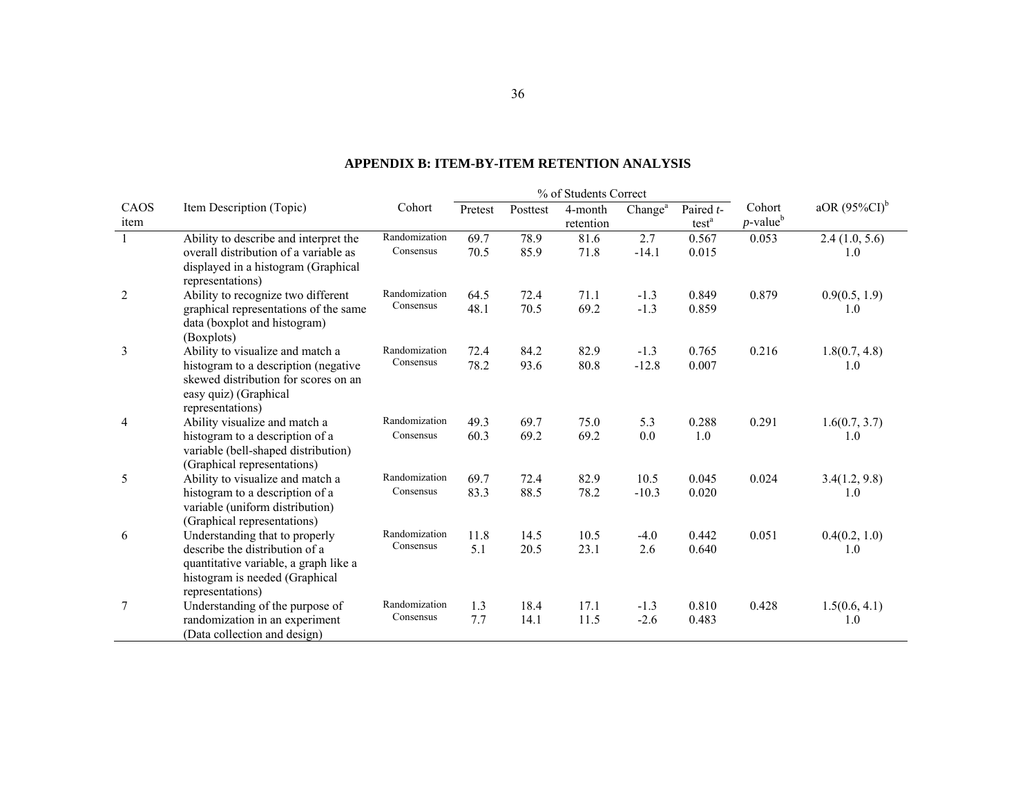## APPENDIX B: ITEM-BY-ITEM RETENTION ANALYSIS

| CAOS item | Item Description (Topic) | Cohort | % of Students Correct | | | | | Cohort $p$-value[b] | aOR (95%CI)[b] |
|---|---|---|---|---|---|---|---|---|---|
| | | | Pretest | Posttest | 4-month retention | Change[a] | Paired $t$-test[a] | | |
| 1 | Ability to describe and interpret the overall distribution of a variable as displayed in a histogram (Graphical representations) | Randomization | 69.7 | 78.9 | 81.6 | 2.7 | 0.567 | 0.053 | 2.4 (1.0, 5.6) |
| | | Consensus | 70.5 | 85.9 | 71.8 | -14.1 | 0.015 | | 1.0 |
| 2 | Ability to recognize two different graphical representations of the same data (boxplot and histogram) (Boxplots) | Randomization | 64.5 | 72.4 | 71.1 | -1.3 | 0.849 | 0.879 | 0.9(0.5, 1.9) |
| | | Consensus | 48.1 | 70.5 | 69.2 | -1.3 | 0.859 | | 1.0 |
| 3 | Ability to visualize and match a histogram to a description (negative skewed distribution for scores on an easy quiz) (Graphical representations) | Randomization | 72.4 | 84.2 | 82.9 | -1.3 | 0.765 | 0.216 | 1.8(0.7, 4.8) |
| | | Consensus | 78.2 | 93.6 | 80.8 | -12.8 | 0.007 | | 1.0 |
| 4 | Ability visualize and match a histogram to a description of a variable (bell-shaped distribution) (Graphical representations) | Randomization | 49.3 | 69.7 | 75.0 | 5.3 | 0.288 | 0.291 | 1.6(0.7, 3.7) |
| | | Consensus | 60.3 | 69.2 | 69.2 | 0.0 | 1.0 | | 1.0 |
| 5 | Ability to visualize and match a histogram to a description of a variable (uniform distribution) (Graphical representations) | Randomization | 69.7 | 72.4 | 82.9 | 10.5 | 0.045 | 0.024 | 3.4(1.2, 9.8) |
| | | Consensus | 83.3 | 88.5 | 78.2 | -10.3 | 0.020 | | 1.0 |
| 6 | Understanding that to properly describe the distribution of a quantitative variable, a graph like a histogram is needed (Graphical representations) | Randomization | 11.8 | 14.5 | 10.5 | -4.0 | 0.442 | 0.051 | 0.4(0.2, 1.0) |
| | | Consensus | 5.1 | 20.5 | 23.1 | 2.6 | 0.640 | | 1.0 |
| 7 | Understanding of the purpose of randomization in an experiment (Data collection and design) | Randomization | 1.3 | 18.4 | 17.1 | -1.3 | 0.810 | 0.428 | 1.5(0.6, 4.1) |
| | | Consensus | 7.7 | 14.1 | 11.5 | -2.6 | 0.483 | | 1.0 |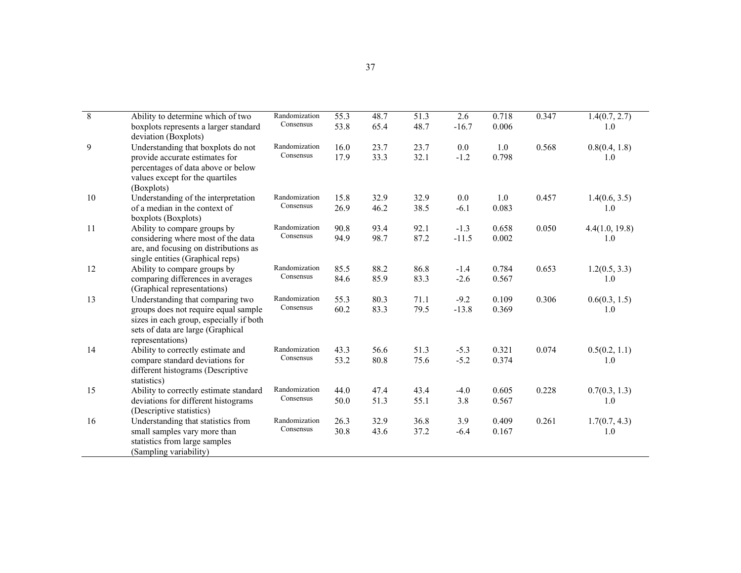| | | | | | | | | | |
|---|---|---|---|---|---|---|---|---|---|
| 8 | Ability to determine which of two boxplots represents a larger standard deviation (Boxplots) | Randomization<br>Consensus | 55.3<br>53.8 | 48.7<br>65.4 | 51.3<br>48.7 | 2.6<br>-16.7 | 0.718<br>0.006 | 0.347 | 1.4(0.7, 2.7)<br>1.0 |
| 9 | Understanding that boxplots do not provide accurate estimates for percentages of data above or below values except for the quartiles (Boxplots) | Randomization<br>Consensus | 16.0<br>17.9 | 23.7<br>33.3 | 23.7<br>32.1 | 0.0<br>-1.2 | 1.0<br>0.798 | 0.568 | 0.8(0.4, 1.8)<br>1.0 |
| 10 | Understanding of the interpretation of a median in the context of boxplots (Boxplots) | Randomization<br>Consensus | 15.8<br>26.9 | 32.9<br>46.2 | 32.9<br>38.5 | 0.0<br>-6.1 | 1.0<br>0.083 | 0.457 | 1.4(0.6, 3.5)<br>1.0 |
| 11 | Ability to compare groups by considering where most of the data are, and focusing on distributions as single entities (Graphical reps) | Randomization<br>Consensus | 90.8<br>94.9 | 93.4<br>98.7 | 92.1<br>87.2 | -1.3<br>-11.5 | 0.658<br>0.002 | 0.050 | 4.4(1.0, 19.8)<br>1.0 |
| 12 | Ability to compare groups by comparing differences in averages (Graphical representations) | Randomization<br>Consensus | 85.5<br>84.6 | 88.2<br>85.9 | 86.8<br>83.3 | -1.4<br>-2.6 | 0.784<br>0.567 | 0.653 | 1.2(0.5, 3.3)<br>1.0 |
| 13 | Understanding that comparing two groups does not require equal sample sizes in each group, especially if both sets of data are large (Graphical representations) | Randomization<br>Consensus | 55.3<br>60.2 | 80.3<br>83.3 | 71.1<br>79.5 | -9.2<br>-13.8 | 0.109<br>0.369 | 0.306 | 0.6(0.3, 1.5)<br>1.0 |
| 14 | Ability to correctly estimate and compare standard deviations for different histograms (Descriptive statistics) | Randomization<br>Consensus | 43.3<br>53.2 | 56.6<br>80.8 | 51.3<br>75.6 | -5.3<br>-5.2 | 0.321<br>0.374 | 0.074 | 0.5(0.2, 1.1)<br>1.0 |
| 15 | Ability to correctly estimate standard deviations for different histograms (Descriptive statistics) | Randomization<br>Consensus | 44.0<br>50.0 | 47.4<br>51.3 | 43.4<br>55.1 | -4.0<br>3.8 | 0.605<br>0.567 | 0.228 | 0.7(0.3, 1.3)<br>1.0 |
| 16 | Understanding that statistics from small samples vary more than statistics from large samples (Sampling variability) | Randomization<br>Consensus | 26.3<br>30.8 | 32.9<br>43.6 | 36.8<br>37.2 | 3.9<br>-6.4 | 0.409<br>0.167 | 0.261 | 1.7(0.7, 4.3)<br>1.0 |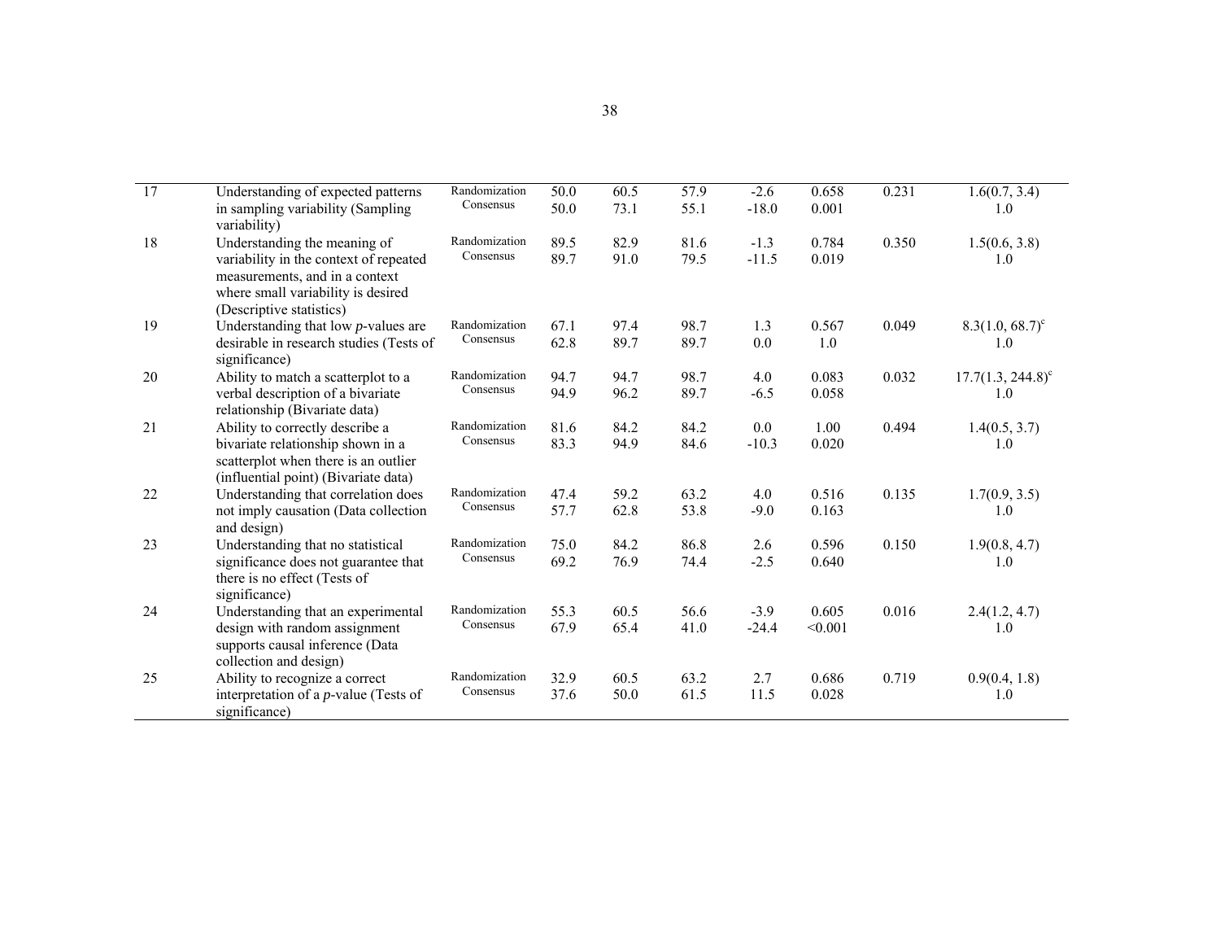| | | | | | | | | | |
|---|---|---|---|---|---|---|---|---|---|
| 17 | Understanding of expected patterns in sampling variability (Sampling variability) | Randomization<br>Consensus | 50.0<br>50.0 | 60.5<br>73.1 | 57.9<br>55.1 | -2.6<br>-18.0 | 0.658<br>0.001 | 0.231 | 1.6(0.7, 3.4)<br>1.0 |
| 18 | Understanding the meaning of variability in the context of repeated measurements, and in a context where small variability is desired (Descriptive statistics) | Randomization<br>Consensus | 89.5<br>89.7 | 82.9<br>91.0 | 81.6<br>79.5 | -1.3<br>-11.5 | 0.784<br>0.019 | 0.350 | 1.5(0.6, 3.8)<br>1.0 |
| 19 | Understanding that low *p*-values are desirable in research studies (Tests of significance) | Randomization<br>Consensus | 67.1<br>62.8 | 97.4<br>89.7 | 98.7<br>89.7 | 1.3<br>0.0 | 0.567<br>1.0 | 0.049 | 8.3(1.0, 68.7)[c]<br>1.0 |
| 20 | Ability to match a scatterplot to a verbal description of a bivariate relationship (Bivariate data) | Randomization<br>Consensus | 94.7<br>94.9 | 94.7<br>96.2 | 98.7<br>89.7 | 4.0<br>-6.5 | 0.083<br>0.058 | 0.032 | 17.7(1.3, 244.8)[c]<br>1.0 |
| 21 | Ability to correctly describe a bivariate relationship shown in a scatterplot when there is an outlier (influential point) (Bivariate data) | Randomization<br>Consensus | 81.6<br>83.3 | 84.2<br>94.9 | 84.2<br>84.6 | 0.0<br>-10.3 | 1.00<br>0.020 | 0.494 | 1.4(0.5, 3.7)<br>1.0 |
| 22 | Understanding that correlation does not imply causation (Data collection and design) | Randomization<br>Consensus | 47.4<br>57.7 | 59.2<br>62.8 | 63.2<br>53.8 | 4.0<br>-9.0 | 0.516<br>0.163 | 0.135 | 1.7(0.9, 3.5)<br>1.0 |
| 23 | Understanding that no statistical significance does not guarantee that there is no effect (Tests of significance) | Randomization<br>Consensus | 75.0<br>69.2 | 84.2<br>76.9 | 86.8<br>74.4 | 2.6<br>-2.5 | 0.596<br>0.640 | 0.150 | 1.9(0.8, 4.7)<br>1.0 |
| 24 | Understanding that an experimental design with random assignment supports causal inference (Data collection and design) | Randomization<br>Consensus | 55.3<br>67.9 | 60.5<br>65.4 | 56.6<br>41.0 | -3.9<br>-24.4 | 0.605<br><0.001 | 0.016 | 2.4(1.2, 4.7)<br>1.0 |
| 25 | Ability to recognize a correct interpretation of a *p*-value (Tests of significance) | Randomization<br>Consensus | 32.9<br>37.6 | 60.5<br>50.0 | 63.2<br>61.5 | 2.7<br>11.5 | 0.686<br>0.028 | 0.719 | 0.9(0.4, 1.8)<br>1.0 |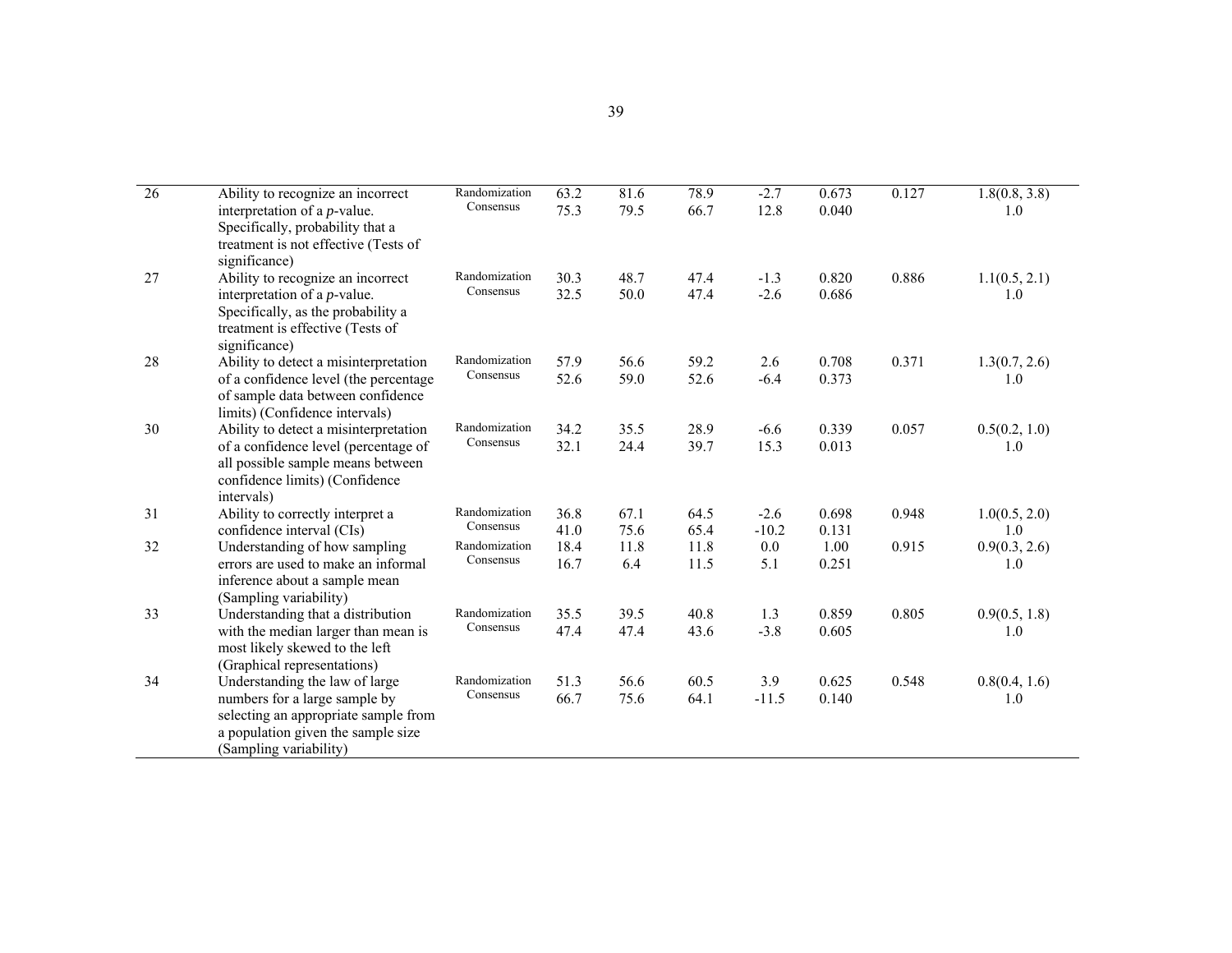| | | | | | | | | | |
|---|---|---|---|---|---|---|---|---|---|
| 26 | Ability to recognize an incorrect interpretation of a *p*-value. Specifically, probability that a treatment is not effective (Tests of significance) | Randomization<br>Consensus | 63.2<br>75.3 | 81.6<br>79.5 | 78.9<br>66.7 | -2.7<br>12.8 | 0.673<br>0.040 | 0.127 | 1.8(0.8, 3.8)<br>1.0 |
| 27 | Ability to recognize an incorrect interpretation of a *p*-value. Specifically, as the probability a treatment is effective (Tests of significance) | Randomization<br>Consensus | 30.3<br>32.5 | 48.7<br>50.0 | 47.4<br>47.4 | -1.3<br>-2.6 | 0.820<br>0.686 | 0.886 | 1.1(0.5, 2.1)<br>1.0 |
| 28 | Ability to detect a misinterpretation of a confidence level (the percentage of sample data between confidence limits) (Confidence intervals) | Randomization<br>Consensus | 57.9<br>52.6 | 56.6<br>59.0 | 59.2<br>52.6 | 2.6<br>-6.4 | 0.708<br>0.373 | 0.371 | 1.3(0.7, 2.6)<br>1.0 |
| 30 | Ability to detect a misinterpretation of a confidence level (percentage of all possible sample means between confidence limits) (Confidence intervals) | Randomization<br>Consensus | 34.2<br>32.1 | 35.5<br>24.4 | 28.9<br>39.7 | -6.6<br>15.3 | 0.339<br>0.013 | 0.057 | 0.5(0.2, 1.0)<br>1.0 |
| 31 | Ability to correctly interpret a confidence interval (CIs) | Randomization<br>Consensus | 36.8<br>41.0 | 67.1<br>75.6 | 64.5<br>65.4 | -2.6<br>-10.2 | 0.698<br>0.131 | 0.948 | 1.0(0.5, 2.0)<br>1.0 |
| 32 | Understanding of how sampling errors are used to make an informal inference about a sample mean (Sampling variability) | Randomization<br>Consensus | 18.4<br>16.7 | 11.8<br>6.4 | 11.8<br>11.5 | 0.0<br>5.1 | 1.00<br>0.251 | 0.915 | 0.9(0.3, 2.6)<br>1.0 |
| 33 | Understanding that a distribution with the median larger than mean is most likely skewed to the left (Graphical representations) | Randomization<br>Consensus | 35.5<br>47.4 | 39.5<br>47.4 | 40.8<br>43.6 | 1.3<br>-3.8 | 0.859<br>0.605 | 0.805 | 0.9(0.5, 1.8)<br>1.0 |
| 34 | Understanding the law of large numbers for a large sample by selecting an appropriate sample from a population given the sample size (Sampling variability) | Randomization<br>Consensus | 51.3<br>66.7 | 56.6<br>75.6 | 60.5<br>64.1 | 3.9<br>-11.5 | 0.625<br>0.140 | 0.548 | 0.8(0.4, 1.6)<br>1.0 |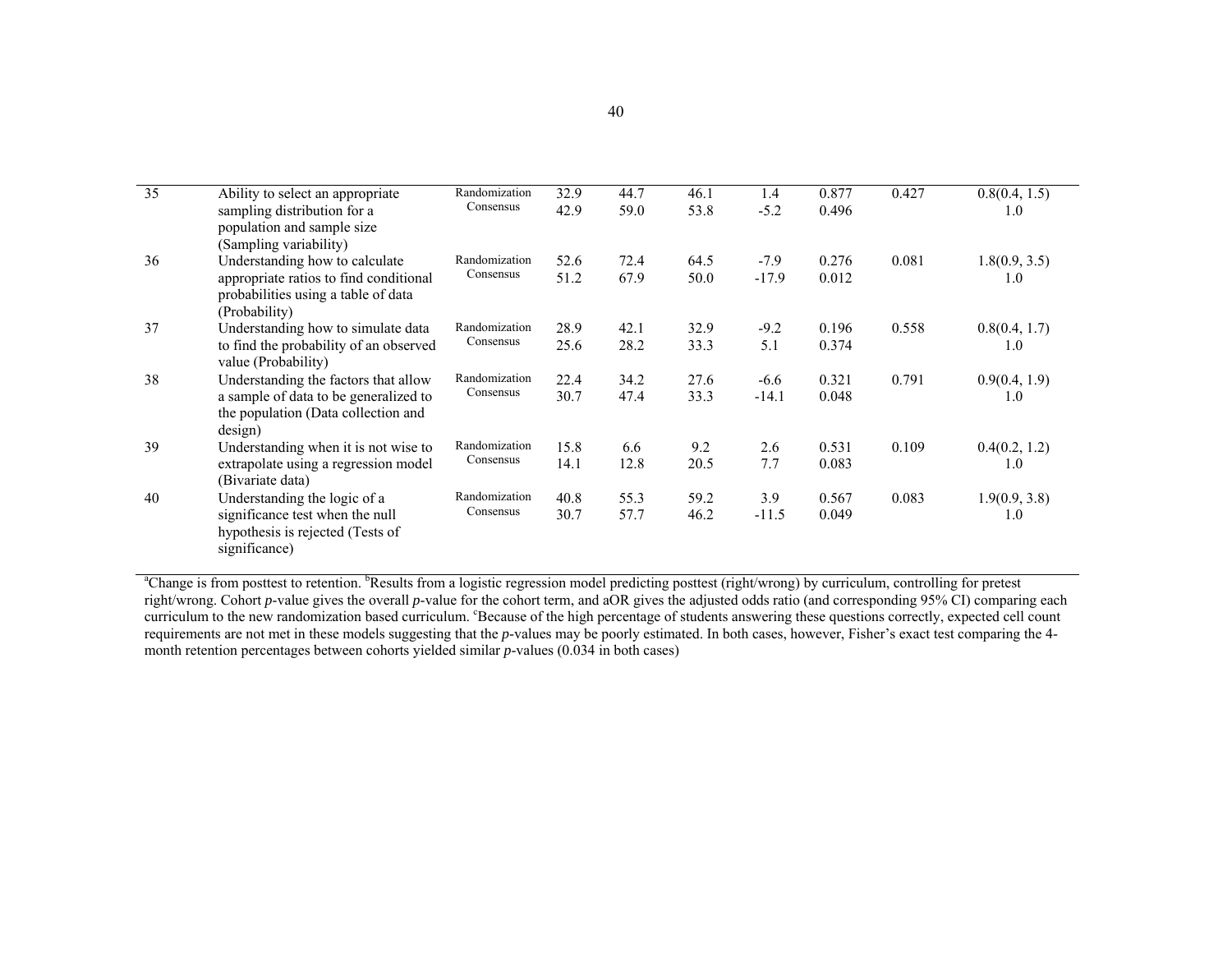| | | | | | | | | | |
|---|---|---|---|---|---|---|---|---|---|
| 35 | Ability to select an appropriate sampling distribution for a population and sample size (Sampling variability) | Randomization<br>Consensus | 32.9<br>42.9 | 44.7<br>59.0 | 46.1<br>53.8 | 1.4<br>-5.2 | 0.877<br>0.496 | 0.427 | 0.8(0.4, 1.5)<br>1.0 |
| 36 | Understanding how to calculate appropriate ratios to find conditional probabilities using a table of data (Probability) | Randomization<br>Consensus | 52.6<br>51.2 | 72.4<br>67.9 | 64.5<br>50.0 | -7.9<br>-17.9 | 0.276<br>0.012 | 0.081 | 1.8(0.9, 3.5)<br>1.0 |
| 37 | Understanding how to simulate data to find the probability of an observed value (Probability) | Randomization<br>Consensus | 28.9<br>25.6 | 42.1<br>28.2 | 32.9<br>33.3 | -9.2<br>5.1 | 0.196<br>0.374 | 0.558 | 0.8(0.4, 1.7)<br>1.0 |
| 38 | Understanding the factors that allow a sample of data to be generalized to the population (Data collection and design) | Randomization<br>Consensus | 22.4<br>30.7 | 34.2<br>47.4 | 27.6<br>33.3 | -6.6<br>-14.1 | 0.321<br>0.048 | 0.791 | 0.9(0.4, 1.9)<br>1.0 |
| 39 | Understanding when it is not wise to extrapolate using a regression model (Bivariate data) | Randomization<br>Consensus | 15.8<br>14.1 | 6.6<br>12.8 | 9.2<br>20.5 | 2.6<br>7.7 | 0.531<br>0.083 | 0.109 | 0.4(0.2, 1.2)<br>1.0 |
| 40 | Understanding the logic of a significance test when the null hypothesis is rejected (Tests of significance) | Randomization<br>Consensus | 40.8<br>30.7 | 55.3<br>57.7 | 59.2<br>46.2 | 3.9<br>-11.5 | 0.567<br>0.049 | 0.083 | 1.9(0.9, 3.8)<br>1.0 |

[a]Change is from posttest to retention. [b]Results from a logistic regression model predicting posttest (right/wrong) by curriculum, controlling for pretest right/wrong. Cohort *p*-value gives the overall *p*-value for the cohort term, and aOR gives the adjusted odds ratio (and corresponding 95% CI) comparing each curriculum to the new randomization based curriculum. [c]Because of the high percentage of students answering these questions correctly, expected cell count requirements are not met in these models suggesting that the *p*-values may be poorly estimated. In both cases, however, Fisher's exact test comparing the 4-month retention percentages between cohorts yielded similar *p*-values (0.034 in both cases)